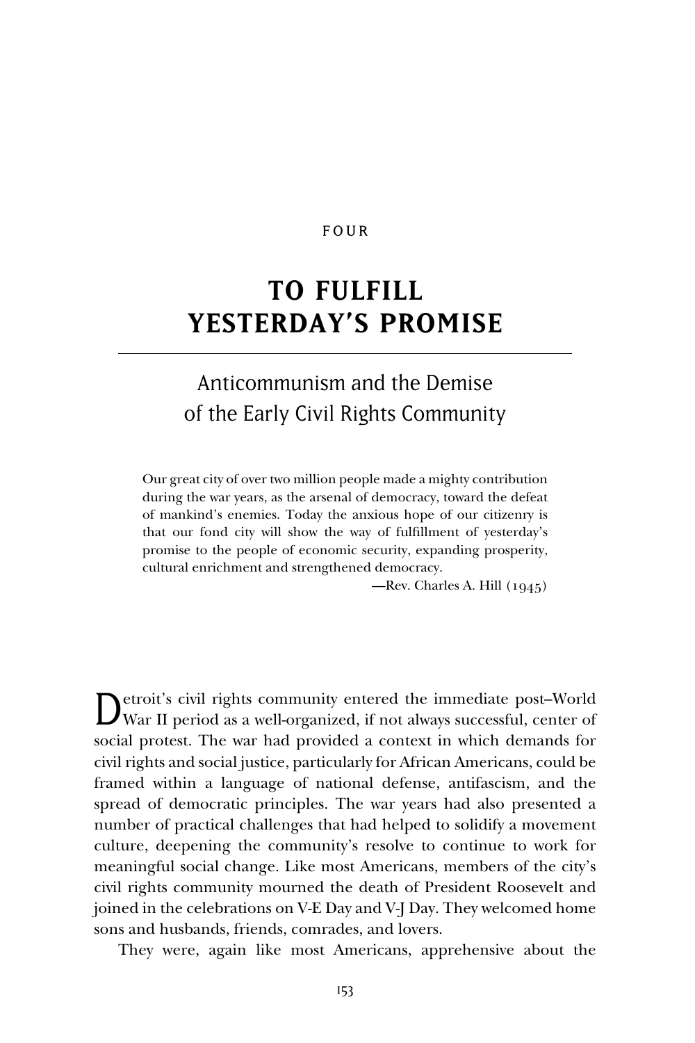FOUR

# TO FULFILL YESTERDAY'S PROMISE

## Anticommunism and the Demise of the Early Civil Rights Community

> Our great city of over two million people made a mighty contribution during the war years, as the arsenal of democracy, toward the defeat of mankind's enemies. Today the anxious hope of our citizenry is that our fond city will show the way of fulfillment of yesterday's promise to the people of economic security, expanding prosperity, cultural enrichment and strengthened democracy.
>
> —Rev. Charles A. Hill (1945)

Detroit's civil rights community entered the immediate post–World War II period as a well-organized, if not always successful, center of social protest. The war had provided a context in which demands for civil rights and social justice, particularly for African Americans, could be framed within a language of national defense, antifascism, and the spread of democratic principles. The war years had also presented a number of practical challenges that had helped to solidify a movement culture, deepening the community's resolve to continue to work for meaningful social change. Like most Americans, members of the city's civil rights community mourned the death of President Roosevelt and joined in the celebrations on V-E Day and V-J Day. They welcomed home sons and husbands, friends, comrades, and lovers.

They were, again like most Americans, apprehensive about the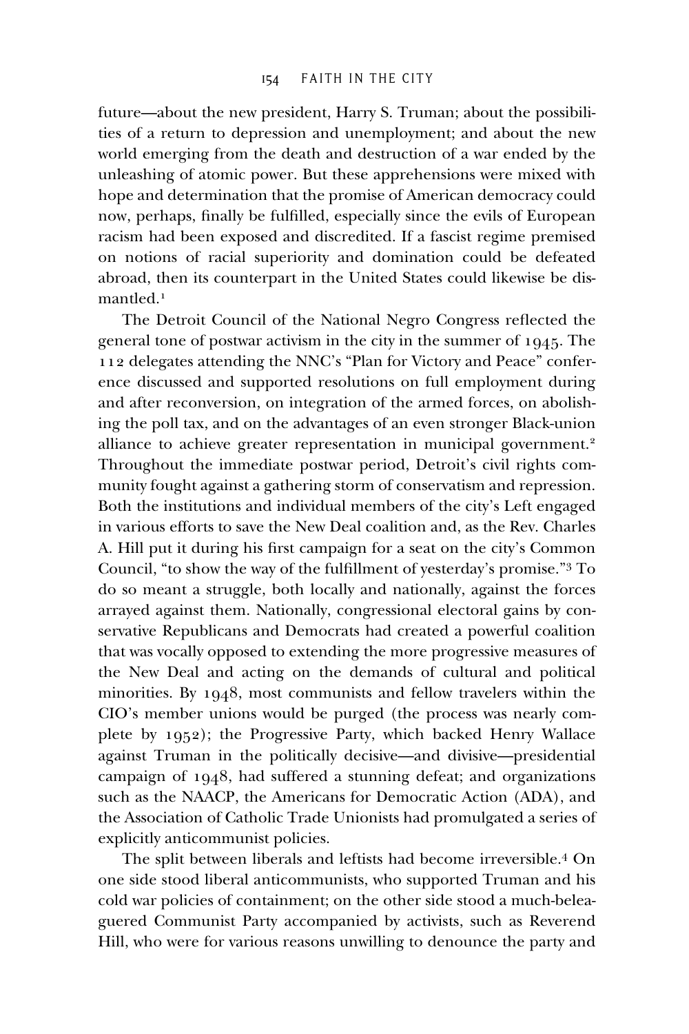future—about the new president, Harry S. Truman; about the possibilities of a return to depression and unemployment; and about the new world emerging from the death and destruction of a war ended by the unleashing of atomic power. But these apprehensions were mixed with hope and determination that the promise of American democracy could now, perhaps, finally be fulfilled, especially since the evils of European racism had been exposed and discredited. If a fascist regime premised on notions of racial superiority and domination could be defeated abroad, then its counterpart in the United States could likewise be dismantled.[1]

The Detroit Council of the National Negro Congress reflected the general tone of postwar activism in the city in the summer of 1945. The 112 delegates attending the NNC's "Plan for Victory and Peace" conference discussed and supported resolutions on full employment during and after reconversion, on integration of the armed forces, on abolishing the poll tax, and on the advantages of an even stronger Black-union alliance to achieve greater representation in municipal government.[2] Throughout the immediate postwar period, Detroit's civil rights community fought against a gathering storm of conservatism and repression. Both the institutions and individual members of the city's Left engaged in various efforts to save the New Deal coalition and, as the Rev. Charles A. Hill put it during his first campaign for a seat on the city's Common Council, "to show the way of the fulfillment of yesterday's promise."[3] To do so meant a struggle, both locally and nationally, against the forces arrayed against them. Nationally, congressional electoral gains by conservative Republicans and Democrats had created a powerful coalition that was vocally opposed to extending the more progressive measures of the New Deal and acting on the demands of cultural and political minorities. By 1948, most communists and fellow travelers within the CIO's member unions would be purged (the process was nearly complete by 1952); the Progressive Party, which backed Henry Wallace against Truman in the politically decisive—and divisive—presidential campaign of 1948, had suffered a stunning defeat; and organizations such as the NAACP, the Americans for Democratic Action (ADA), and the Association of Catholic Trade Unionists had promulgated a series of explicitly anticommunist policies.

The split between liberals and leftists had become irreversible.[4] On one side stood liberal anticommunists, who supported Truman and his cold war policies of containment; on the other side stood a much-beleaguered Communist Party accompanied by activists, such as Reverend Hill, who were for various reasons unwilling to denounce the party and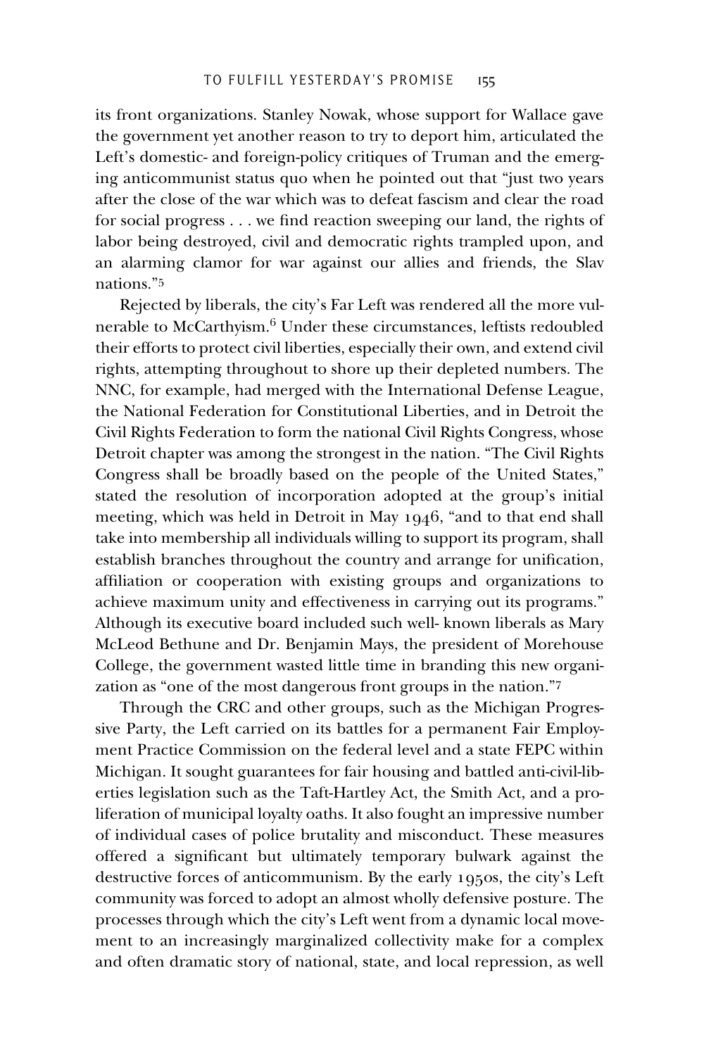its front organizations. Stanley Nowak, whose support for Wallace gave the government yet another reason to try to deport him, articulated the Left's domestic- and foreign-policy critiques of Truman and the emerging anticommunist status quo when he pointed out that "just two years after the close of the war which was to defeat fascism and clear the road for social progress . . . we find reaction sweeping our land, the rights of labor being destroyed, civil and democratic rights trampled upon, and an alarming clamor for war against our allies and friends, the Slav nations."[5]

Rejected by liberals, the city's Far Left was rendered all the more vulnerable to McCarthyism.[6] Under these circumstances, leftists redoubled their efforts to protect civil liberties, especially their own, and extend civil rights, attempting throughout to shore up their depleted numbers. The NNC, for example, had merged with the International Defense League, the National Federation for Constitutional Liberties, and in Detroit the Civil Rights Federation to form the national Civil Rights Congress, whose Detroit chapter was among the strongest in the nation. "The Civil Rights Congress shall be broadly based on the people of the United States," stated the resolution of incorporation adopted at the group's initial meeting, which was held in Detroit in May 1946, "and to that end shall take into membership all individuals willing to support its program, shall establish branches throughout the country and arrange for unification, affiliation or cooperation with existing groups and organizations to achieve maximum unity and effectiveness in carrying out its programs." Although its executive board included such well- known liberals as Mary McLeod Bethune and Dr. Benjamin Mays, the president of Morehouse College, the government wasted little time in branding this new organization as "one of the most dangerous front groups in the nation."[7]

Through the CRC and other groups, such as the Michigan Progressive Party, the Left carried on its battles for a permanent Fair Employment Practice Commission on the federal level and a state FEPC within Michigan. It sought guarantees for fair housing and battled anti-civil-liberties legislation such as the Taft-Hartley Act, the Smith Act, and a proliferation of municipal loyalty oaths. It also fought an impressive number of individual cases of police brutality and misconduct. These measures offered a significant but ultimately temporary bulwark against the destructive forces of anticommunism. By the early 1950s, the city's Left community was forced to adopt an almost wholly defensive posture. The processes through which the city's Left went from a dynamic local movement to an increasingly marginalized collectivity make for a complex and often dramatic story of national, state, and local repression, as well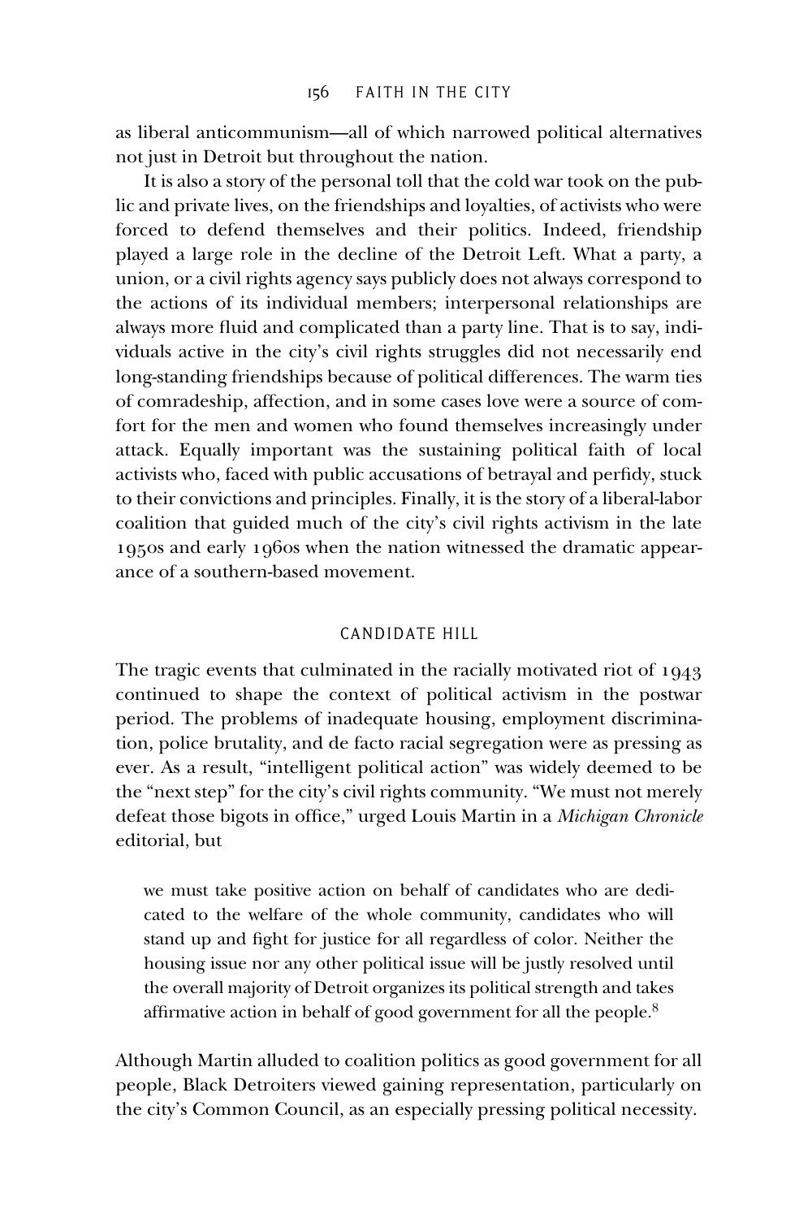as liberal anticommunism—all of which narrowed political alternatives not just in Detroit but throughout the nation.

It is also a story of the personal toll that the cold war took on the public and private lives, on the friendships and loyalties, of activists who were forced to defend themselves and their politics. Indeed, friendship played a large role in the decline of the Detroit Left. What a party, a union, or a civil rights agency says publicly does not always correspond to the actions of its individual members; interpersonal relationships are always more fluid and complicated than a party line. That is to say, individuals active in the city's civil rights struggles did not necessarily end long-standing friendships because of political differences. The warm ties of comradeship, affection, and in some cases love were a source of comfort for the men and women who found themselves increasingly under attack. Equally important was the sustaining political faith of local activists who, faced with public accusations of betrayal and perfidy, stuck to their convictions and principles. Finally, it is the story of a liberal-labor coalition that guided much of the city's civil rights activism in the late 1950s and early 1960s when the nation witnessed the dramatic appearance of a southern-based movement.

## CANDIDATE HILL

The tragic events that culminated in the racially motivated riot of 1943 continued to shape the context of political activism in the postwar period. The problems of inadequate housing, employment discrimination, police brutality, and de facto racial segregation were as pressing as ever. As a result, "intelligent political action" was widely deemed to be the "next step" for the city's civil rights community. "We must not merely defeat those bigots in office," urged Louis Martin in a *Michigan Chronicle* editorial, but

> we must take positive action on behalf of candidates who are dedicated to the welfare of the whole community, candidates who will stand up and fight for justice for all regardless of color. Neither the housing issue nor any other political issue will be justly resolved until the overall majority of Detroit organizes its political strength and takes affirmative action in behalf of good government for all the people.[8]

Although Martin alluded to coalition politics as good government for all people, Black Detroiters viewed gaining representation, particularly on the city's Common Council, as an especially pressing political necessity.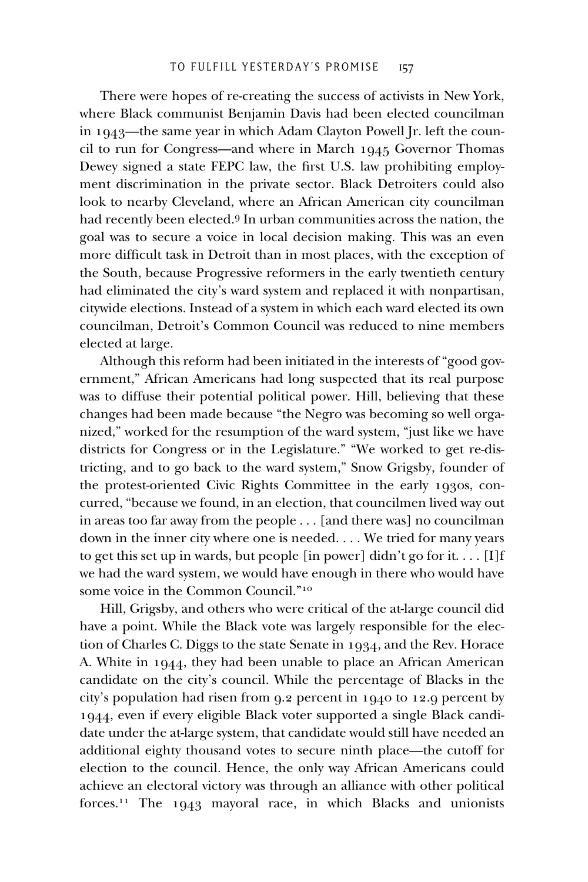There were hopes of re-creating the success of activists in New York, where Black communist Benjamin Davis had been elected councilman in 1943—the same year in which Adam Clayton Powell Jr. left the council to run for Congress—and where in March 1945 Governor Thomas Dewey signed a state FEPC law, the first U.S. law prohibiting employment discrimination in the private sector. Black Detroiters could also look to nearby Cleveland, where an African American city councilman had recently been elected.[9] In urban communities across the nation, the goal was to secure a voice in local decision making. This was an even more difficult task in Detroit than in most places, with the exception of the South, because Progressive reformers in the early twentieth century had eliminated the city's ward system and replaced it with nonpartisan, citywide elections. Instead of a system in which each ward elected its own councilman, Detroit's Common Council was reduced to nine members elected at large.

Although this reform had been initiated in the interests of "good government," African Americans had long suspected that its real purpose was to diffuse their potential political power. Hill, believing that these changes had been made because "the Negro was becoming so well organized," worked for the resumption of the ward system, "just like we have districts for Congress or in the Legislature." "We worked to get re-districting, and to go back to the ward system," Snow Grigsby, founder of the protest-oriented Civic Rights Committee in the early 1930s, concurred, "because we found, in an election, that councilmen lived way out in areas too far away from the people . . . [and there was] no councilman down in the inner city where one is needed. . . . We tried for many years to get this set up in wards, but people [in power] didn't go for it. . . . [I]f we had the ward system, we would have enough in there who would have some voice in the Common Council."[10]

Hill, Grigsby, and others who were critical of the at-large council did have a point. While the Black vote was largely responsible for the election of Charles C. Diggs to the state Senate in 1934, and the Rev. Horace A. White in 1944, they had been unable to place an African American candidate on the city's council. While the percentage of Blacks in the city's population had risen from 9.2 percent in 1940 to 12.9 percent by 1944, even if every eligible Black voter supported a single Black candidate under the at-large system, that candidate would still have needed an additional eighty thousand votes to secure ninth place—the cutoff for election to the council. Hence, the only way African Americans could achieve an electoral victory was through an alliance with other political forces.[11] The 1943 mayoral race, in which Blacks and unionists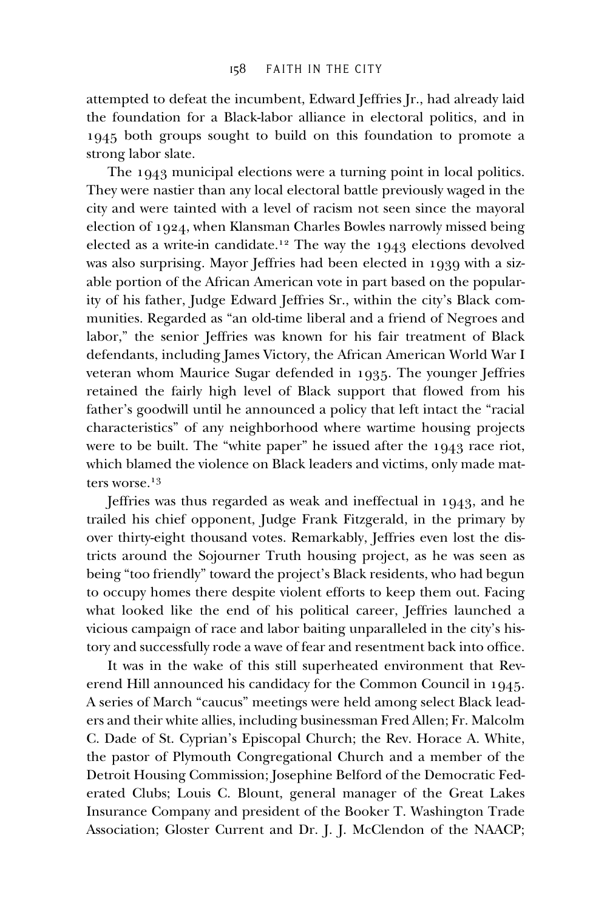attempted to defeat the incumbent, Edward Jeffries Jr., had already laid the foundation for a Black-labor alliance in electoral politics, and in 1945 both groups sought to build on this foundation to promote a strong labor slate.

The 1943 municipal elections were a turning point in local politics. They were nastier than any local electoral battle previously waged in the city and were tainted with a level of racism not seen since the mayoral election of 1924, when Klansman Charles Bowles narrowly missed being elected as a write-in candidate.[12] The way the 1943 elections devolved was also surprising. Mayor Jeffries had been elected in 1939 with a sizable portion of the African American vote in part based on the popularity of his father, Judge Edward Jeffries Sr., within the city's Black communities. Regarded as "an old-time liberal and a friend of Negroes and labor," the senior Jeffries was known for his fair treatment of Black defendants, including James Victory, the African American World War I veteran whom Maurice Sugar defended in 1935. The younger Jeffries retained the fairly high level of Black support that flowed from his father's goodwill until he announced a policy that left intact the "racial characteristics" of any neighborhood where wartime housing projects were to be built. The "white paper" he issued after the 1943 race riot, which blamed the violence on Black leaders and victims, only made matters worse.[13]

Jeffries was thus regarded as weak and ineffectual in 1943, and he trailed his chief opponent, Judge Frank Fitzgerald, in the primary by over thirty-eight thousand votes. Remarkably, Jeffries even lost the districts around the Sojourner Truth housing project, as he was seen as being "too friendly" toward the project's Black residents, who had begun to occupy homes there despite violent efforts to keep them out. Facing what looked like the end of his political career, Jeffries launched a vicious campaign of race and labor baiting unparalleled in the city's history and successfully rode a wave of fear and resentment back into office.

It was in the wake of this still superheated environment that Reverend Hill announced his candidacy for the Common Council in 1945. A series of March "caucus" meetings were held among select Black leaders and their white allies, including businessman Fred Allen; Fr. Malcolm C. Dade of St. Cyprian's Episcopal Church; the Rev. Horace A. White, the pastor of Plymouth Congregational Church and a member of the Detroit Housing Commission; Josephine Belford of the Democratic Federated Clubs; Louis C. Blount, general manager of the Great Lakes Insurance Company and president of the Booker T. Washington Trade Association; Gloster Current and Dr. J. J. McClendon of the NAACP;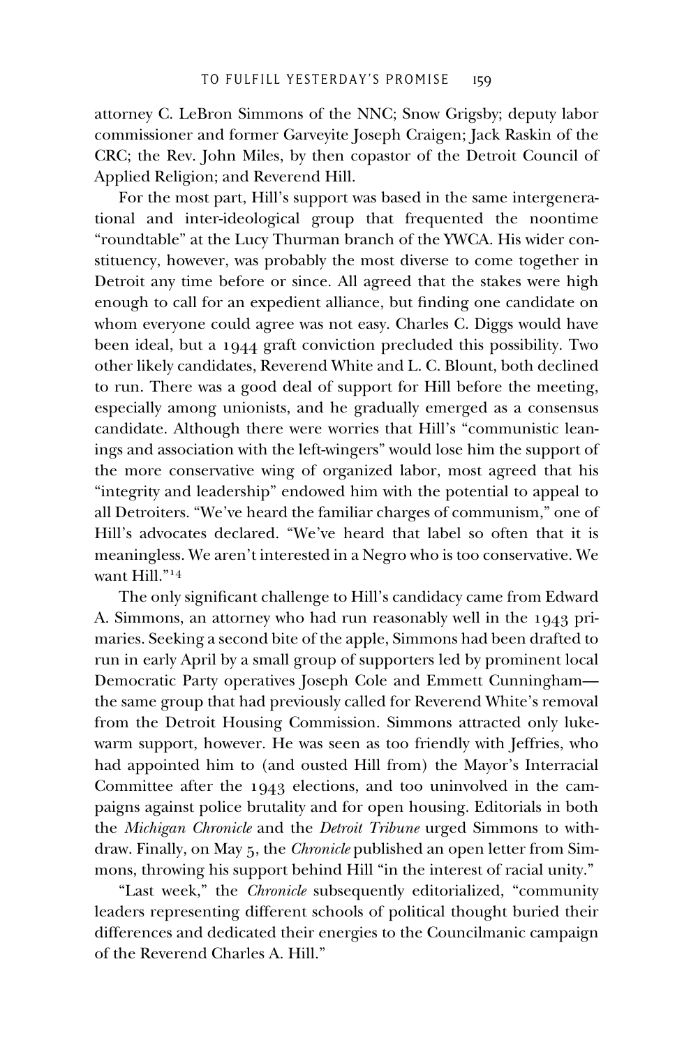attorney C. LeBron Simmons of the NNC; Snow Grigsby; deputy labor commissioner and former Garveyite Joseph Craigen; Jack Raskin of the CRC; the Rev. John Miles, by then copastor of the Detroit Council of Applied Religion; and Reverend Hill.

For the most part, Hill's support was based in the same intergenerational and inter-ideological group that frequented the noontime "roundtable" at the Lucy Thurman branch of the YWCA. His wider constituency, however, was probably the most diverse to come together in Detroit any time before or since. All agreed that the stakes were high enough to call for an expedient alliance, but finding one candidate on whom everyone could agree was not easy. Charles C. Diggs would have been ideal, but a 1944 graft conviction precluded this possibility. Two other likely candidates, Reverend White and L. C. Blount, both declined to run. There was a good deal of support for Hill before the meeting, especially among unionists, and he gradually emerged as a consensus candidate. Although there were worries that Hill's "communistic leanings and association with the left-wingers" would lose him the support of the more conservative wing of organized labor, most agreed that his "integrity and leadership" endowed him with the potential to appeal to all Detroiters. "We've heard the familiar charges of communism," one of Hill's advocates declared. "We've heard that label so often that it is meaningless. We aren't interested in a Negro who is too conservative. We want Hill."[14]

The only significant challenge to Hill's candidacy came from Edward A. Simmons, an attorney who had run reasonably well in the 1943 primaries. Seeking a second bite of the apple, Simmons had been drafted to run in early April by a small group of supporters led by prominent local Democratic Party operatives Joseph Cole and Emmett Cunningham—the same group that had previously called for Reverend White's removal from the Detroit Housing Commission. Simmons attracted only lukewarm support, however. He was seen as too friendly with Jeffries, who had appointed him to (and ousted Hill from) the Mayor's Interracial Committee after the 1943 elections, and too uninvolved in the campaigns against police brutality and for open housing. Editorials in both the *Michigan Chronicle* and the *Detroit Tribune* urged Simmons to withdraw. Finally, on May 5, the *Chronicle* published an open letter from Simmons, throwing his support behind Hill "in the interest of racial unity."

"Last week," the *Chronicle* subsequently editorialized, "community leaders representing different schools of political thought buried their differences and dedicated their energies to the Councilmanic campaign of the Reverend Charles A. Hill."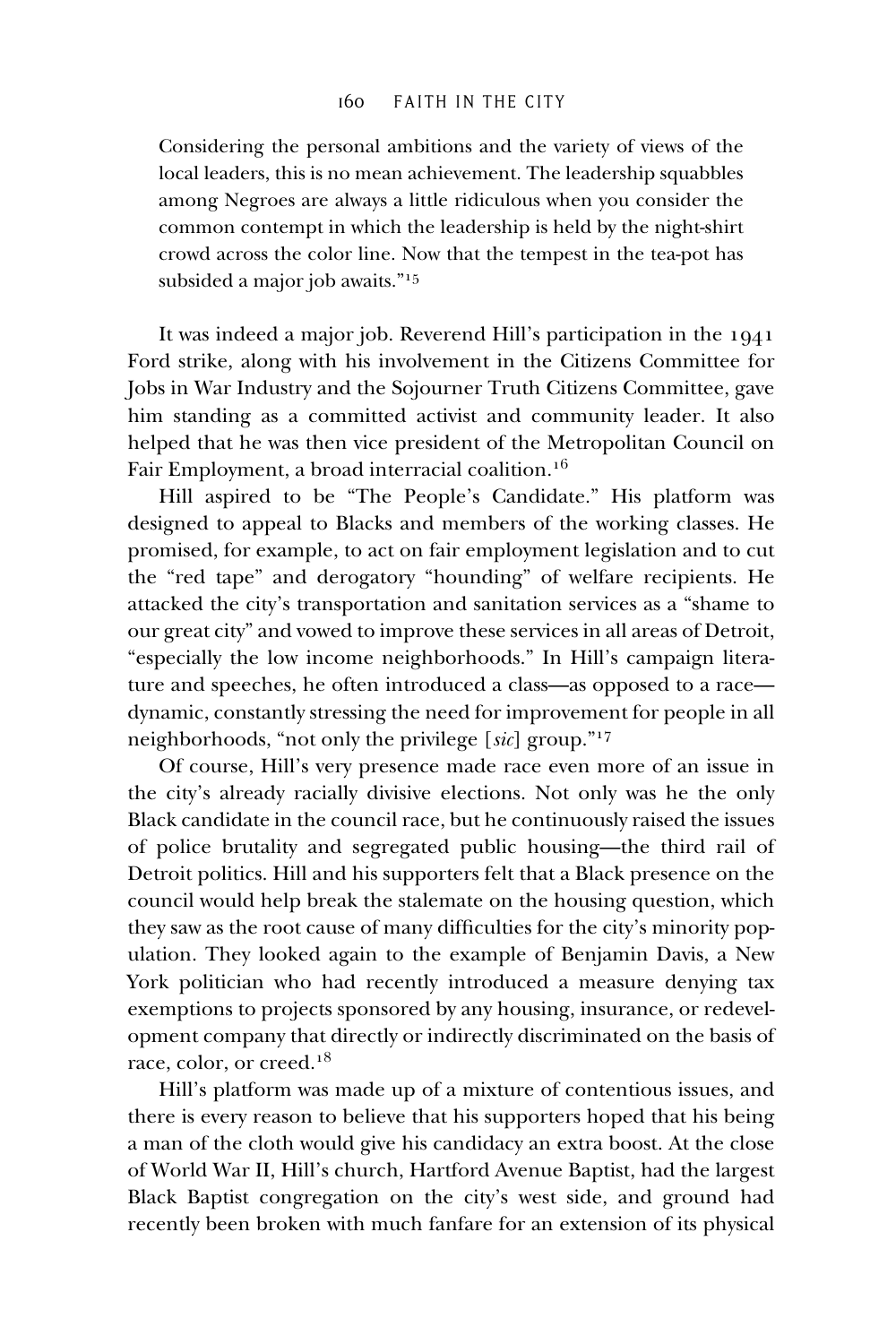> Considering the personal ambitions and the variety of views of the local leaders, this is no mean achievement. The leadership squabbles among Negroes are always a little ridiculous when you consider the common contempt in which the leadership is held by the night-shirt crowd across the color line. Now that the tempest in the tea-pot has subsided a major job awaits."[15]

It was indeed a major job. Reverend Hill's participation in the 1941 Ford strike, along with his involvement in the Citizens Committee for Jobs in War Industry and the Sojourner Truth Citizens Committee, gave him standing as a committed activist and community leader. It also helped that he was then vice president of the Metropolitan Council on Fair Employment, a broad interracial coalition.[16]

Hill aspired to be "The People's Candidate." His platform was designed to appeal to Blacks and members of the working classes. He promised, for example, to act on fair employment legislation and to cut the "red tape" and derogatory "hounding" of welfare recipients. He attacked the city's transportation and sanitation services as a "shame to our great city" and vowed to improve these services in all areas of Detroit, "especially the low income neighborhoods." In Hill's campaign literature and speeches, he often introduced a class—as opposed to a race—dynamic, constantly stressing the need for improvement for people in all neighborhoods, "not only the privilege [*sic*] group."[17]

Of course, Hill's very presence made race even more of an issue in the city's already racially divisive elections. Not only was he the only Black candidate in the council race, but he continuously raised the issues of police brutality and segregated public housing—the third rail of Detroit politics. Hill and his supporters felt that a Black presence on the council would help break the stalemate on the housing question, which they saw as the root cause of many difficulties for the city's minority population. They looked again to the example of Benjamin Davis, a New York politician who had recently introduced a measure denying tax exemptions to projects sponsored by any housing, insurance, or redevelopment company that directly or indirectly discriminated on the basis of race, color, or creed.[18]

Hill's platform was made up of a mixture of contentious issues, and there is every reason to believe that his supporters hoped that his being a man of the cloth would give his candidacy an extra boost. At the close of World War II, Hill's church, Hartford Avenue Baptist, had the largest Black Baptist congregation on the city's west side, and ground had recently been broken with much fanfare for an extension of its physical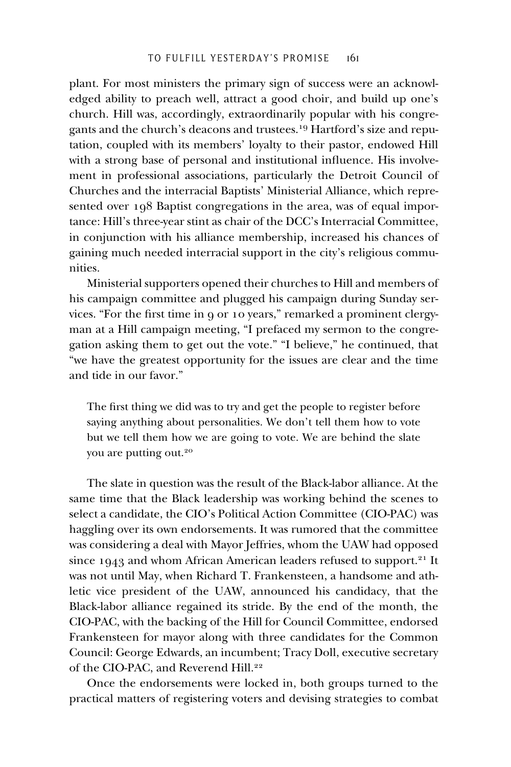plant. For most ministers the primary sign of success were an acknowledged ability to preach well, attract a good choir, and build up one's church. Hill was, accordingly, extraordinarily popular with his congregants and the church's deacons and trustees.[19] Hartford's size and reputation, coupled with its members' loyalty to their pastor, endowed Hill with a strong base of personal and institutional influence. His involvement in professional associations, particularly the Detroit Council of Churches and the interracial Baptists' Ministerial Alliance, which represented over 198 Baptist congregations in the area, was of equal importance: Hill's three-year stint as chair of the DCC's Interracial Committee, in conjunction with his alliance membership, increased his chances of gaining much needed interracial support in the city's religious communities.

Ministerial supporters opened their churches to Hill and members of his campaign committee and plugged his campaign during Sunday services. "For the first time in 9 or 10 years," remarked a prominent clergyman at a Hill campaign meeting, "I prefaced my sermon to the congregation asking them to get out the vote." "I believe," he continued, that "we have the greatest opportunity for the issues are clear and the time and tide in our favor."

> The first thing we did was to try and get the people to register before saying anything about personalities. We don't tell them how to vote but we tell them how we are going to vote. We are behind the slate you are putting out.[20]

The slate in question was the result of the Black-labor alliance. At the same time that the Black leadership was working behind the scenes to select a candidate, the CIO's Political Action Committee (CIO-PAC) was haggling over its own endorsements. It was rumored that the committee was considering a deal with Mayor Jeffries, whom the UAW had opposed since 1943 and whom African American leaders refused to support.[21] It was not until May, when Richard T. Frankensteen, a handsome and athletic vice president of the UAW, announced his candidacy, that the Black-labor alliance regained its stride. By the end of the month, the CIO-PAC, with the backing of the Hill for Council Committee, endorsed Frankensteen for mayor along with three candidates for the Common Council: George Edwards, an incumbent; Tracy Doll, executive secretary of the CIO-PAC, and Reverend Hill.[22]

Once the endorsements were locked in, both groups turned to the practical matters of registering voters and devising strategies to combat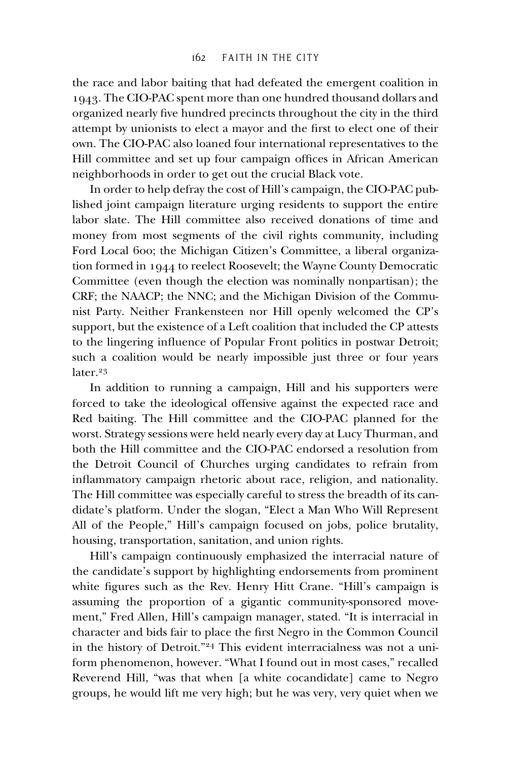the race and labor baiting that had defeated the emergent coalition in 1943. The CIO-PAC spent more than one hundred thousand dollars and organized nearly five hundred precincts throughout the city in the third attempt by unionists to elect a mayor and the first to elect one of their own. The CIO-PAC also loaned four international representatives to the Hill committee and set up four campaign offices in African American neighborhoods in order to get out the crucial Black vote.

In order to help defray the cost of Hill's campaign, the CIO-PAC published joint campaign literature urging residents to support the entire labor slate. The Hill committee also received donations of time and money from most segments of the civil rights community, including Ford Local 600; the Michigan Citizen's Committee, a liberal organization formed in 1944 to reelect Roosevelt; the Wayne County Democratic Committee (even though the election was nominally nonpartisan); the CRF; the NAACP; the NNC; and the Michigan Division of the Communist Party. Neither Frankensteen nor Hill openly welcomed the CP's support, but the existence of a Left coalition that included the CP attests to the lingering influence of Popular Front politics in postwar Detroit; such a coalition would be nearly impossible just three or four years later.[23]

In addition to running a campaign, Hill and his supporters were forced to take the ideological offensive against the expected race and Red baiting. The Hill committee and the CIO-PAC planned for the worst. Strategy sessions were held nearly every day at Lucy Thurman, and both the Hill committee and the CIO-PAC endorsed a resolution from the Detroit Council of Churches urging candidates to refrain from inflammatory campaign rhetoric about race, religion, and nationality. The Hill committee was especially careful to stress the breadth of its candidate's platform. Under the slogan, "Elect a Man Who Will Represent All of the People," Hill's campaign focused on jobs, police brutality, housing, transportation, sanitation, and union rights.

Hill's campaign continuously emphasized the interracial nature of the candidate's support by highlighting endorsements from prominent white figures such as the Rev. Henry Hitt Crane. "Hill's campaign is assuming the proportion of a gigantic community-sponsored movement," Fred Allen, Hill's campaign manager, stated. "It is interracial in character and bids fair to place the first Negro in the Common Council in the history of Detroit."[24] This evident interracialness was not a uniform phenomenon, however. "What I found out in most cases," recalled Reverend Hill, "was that when [a white cocandidate] came to Negro groups, he would lift me very high; but he was very, very quiet when we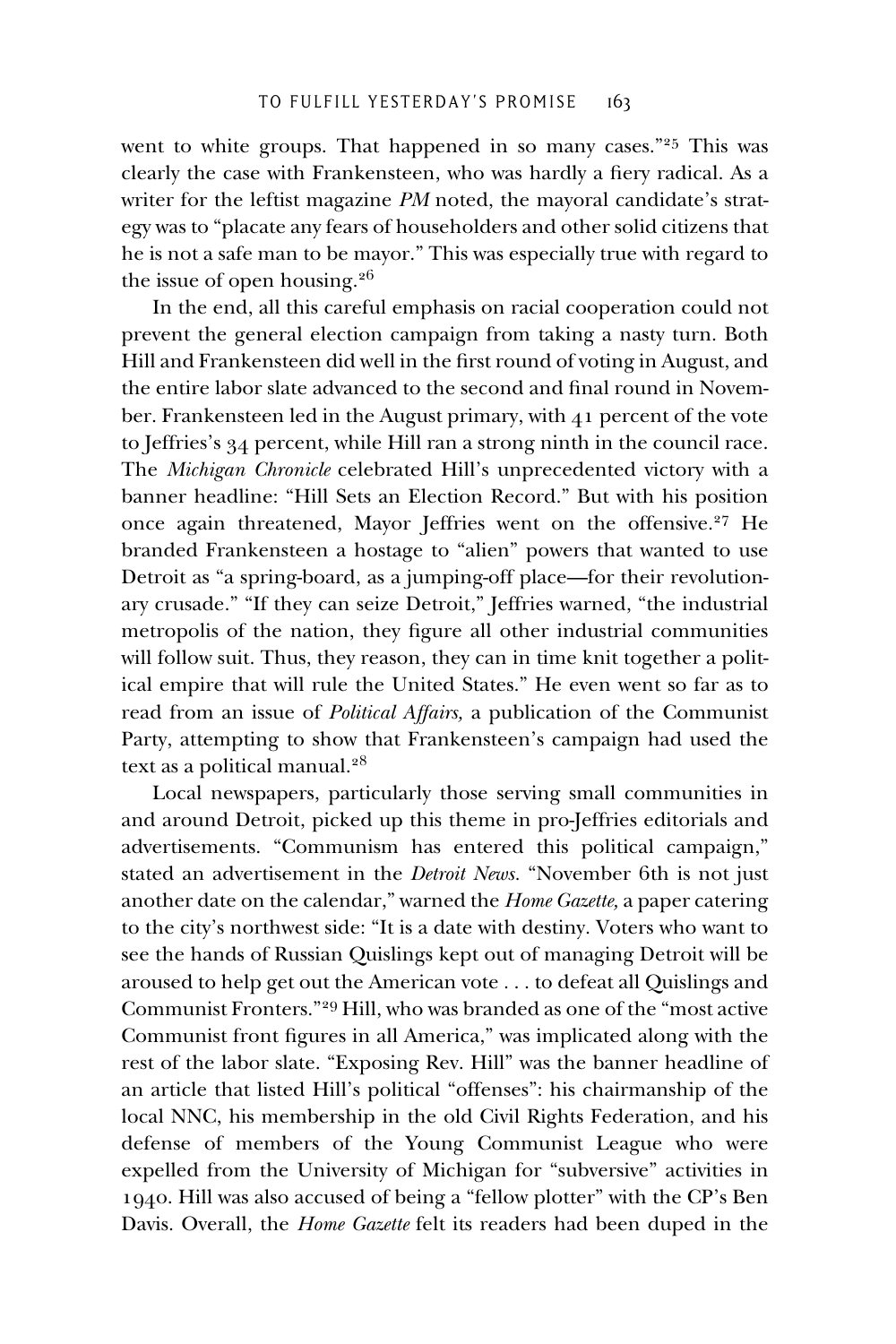went to white groups. That happened in so many cases."[25] This was clearly the case with Frankensteen, who was hardly a fiery radical. As a writer for the leftist magazine *PM* noted, the mayoral candidate's strategy was to "placate any fears of householders and other solid citizens that he is not a safe man to be mayor." This was especially true with regard to the issue of open housing.[26]

In the end, all this careful emphasis on racial cooperation could not prevent the general election campaign from taking a nasty turn. Both Hill and Frankensteen did well in the first round of voting in August, and the entire labor slate advanced to the second and final round in November. Frankensteen led in the August primary, with 41 percent of the vote to Jeffries's 34 percent, while Hill ran a strong ninth in the council race. The *Michigan Chronicle* celebrated Hill's unprecedented victory with a banner headline: "Hill Sets an Election Record." But with his position once again threatened, Mayor Jeffries went on the offensive.[27] He branded Frankensteen a hostage to "alien" powers that wanted to use Detroit as "a spring-board, as a jumping-off place—for their revolutionary crusade." "If they can seize Detroit," Jeffries warned, "the industrial metropolis of the nation, they figure all other industrial communities will follow suit. Thus, they reason, they can in time knit together a political empire that will rule the United States." He even went so far as to read from an issue of *Political Affairs,* a publication of the Communist Party, attempting to show that Frankensteen's campaign had used the text as a political manual.[28]

Local newspapers, particularly those serving small communities in and around Detroit, picked up this theme in pro-Jeffries editorials and advertisements. "Communism has entered this political campaign," stated an advertisement in the *Detroit News*. "November 6th is not just another date on the calendar," warned the *Home Gazette,* a paper catering to the city's northwest side: "It is a date with destiny. Voters who want to see the hands of Russian Quislings kept out of managing Detroit will be aroused to help get out the American vote . . . to defeat all Quislings and Communist Fronters."[29] Hill, who was branded as one of the "most active Communist front figures in all America," was implicated along with the rest of the labor slate. "Exposing Rev. Hill" was the banner headline of an article that listed Hill's political "offenses": his chairmanship of the local NNC, his membership in the old Civil Rights Federation, and his defense of members of the Young Communist League who were expelled from the University of Michigan for "subversive" activities in 1940. Hill was also accused of being a "fellow plotter" with the CP's Ben Davis. Overall, the *Home Gazette* felt its readers had been duped in the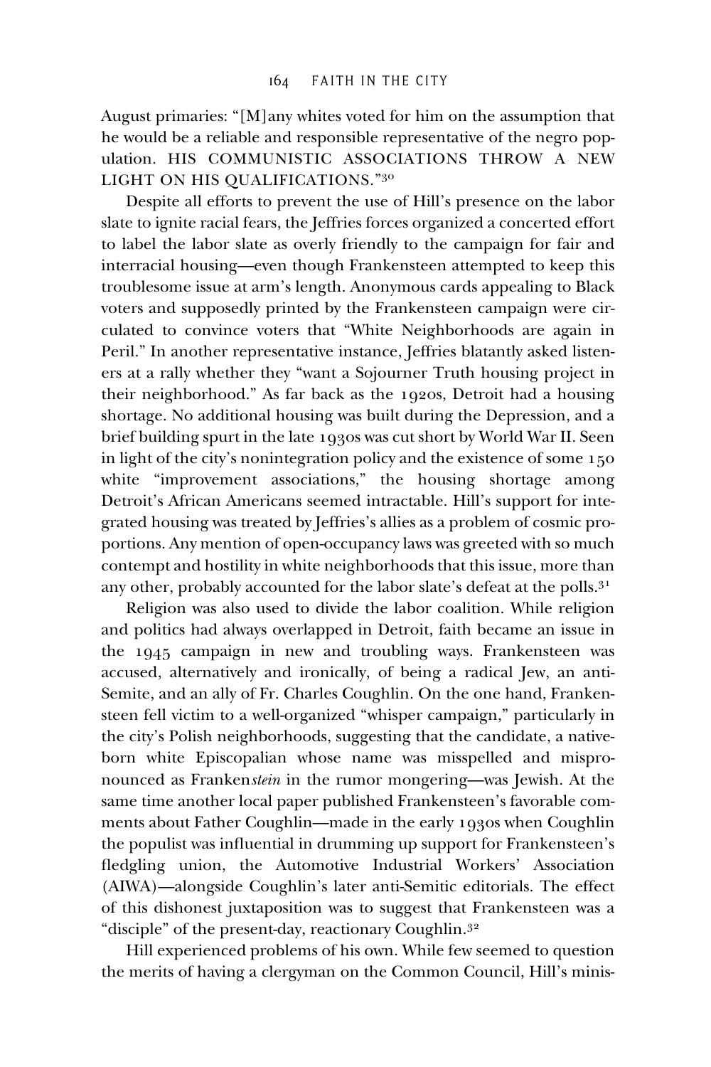August primaries: "[M]any whites voted for him on the assumption that he would be a reliable and responsible representative of the negro population. HIS COMMUNISTIC ASSOCIATIONS THROW A NEW LIGHT ON HIS QUALIFICATIONS."[30]

Despite all efforts to prevent the use of Hill's presence on the labor slate to ignite racial fears, the Jeffries forces organized a concerted effort to label the labor slate as overly friendly to the campaign for fair and interracial housing—even though Frankensteen attempted to keep this troublesome issue at arm's length. Anonymous cards appealing to Black voters and supposedly printed by the Frankensteen campaign were circulated to convince voters that "White Neighborhoods are again in Peril." In another representative instance, Jeffries blatantly asked listeners at a rally whether they "want a Sojourner Truth housing project in their neighborhood." As far back as the 1920s, Detroit had a housing shortage. No additional housing was built during the Depression, and a brief building spurt in the late 1930s was cut short by World War II. Seen in light of the city's nonintegration policy and the existence of some 150 white "improvement associations," the housing shortage among Detroit's African Americans seemed intractable. Hill's support for integrated housing was treated by Jeffries's allies as a problem of cosmic proportions. Any mention of open-occupancy laws was greeted with so much contempt and hostility in white neighborhoods that this issue, more than any other, probably accounted for the labor slate's defeat at the polls.[31]

Religion was also used to divide the labor coalition. While religion and politics had always overlapped in Detroit, faith became an issue in the 1945 campaign in new and troubling ways. Frankensteen was accused, alternatively and ironically, of being a radical Jew, an anti-Semite, and an ally of Fr. Charles Coughlin. On the one hand, Frankensteen fell victim to a well-organized "whisper campaign," particularly in the city's Polish neighborhoods, suggesting that the candidate, a native-born white Episcopalian whose name was misspelled and mispronounced as Franken*stein* in the rumor mongering—was Jewish. At the same time another local paper published Frankensteen's favorable comments about Father Coughlin—made in the early 1930s when Coughlin the populist was influential in drumming up support for Frankensteen's fledgling union, the Automotive Industrial Workers' Association (AIWA)—alongside Coughlin's later anti-Semitic editorials. The effect of this dishonest juxtaposition was to suggest that Frankensteen was a "disciple" of the present-day, reactionary Coughlin.[32]

Hill experienced problems of his own. While few seemed to question the merits of having a clergyman on the Common Council, Hill's minis-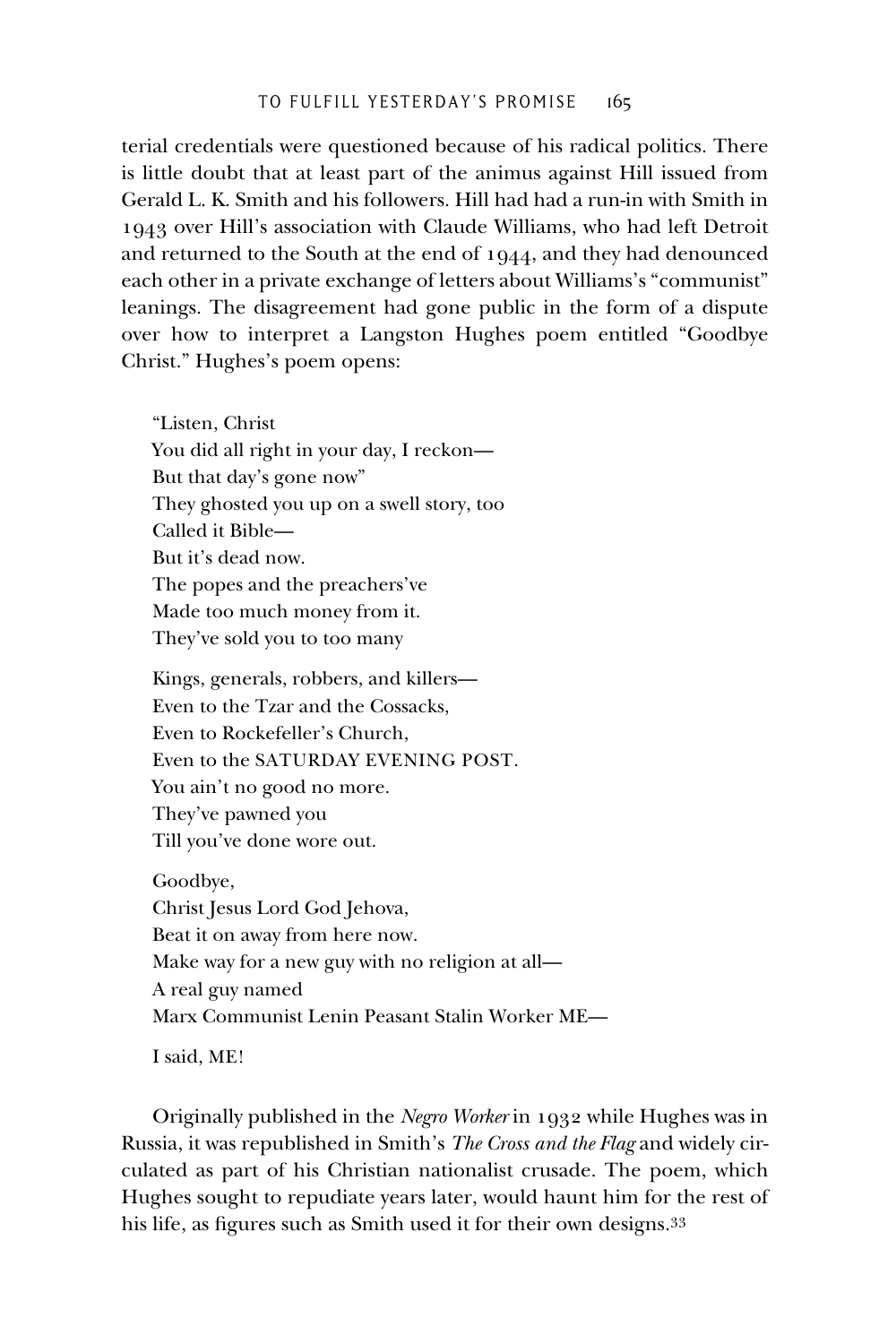terial credentials were questioned because of his radical politics. There is little doubt that at least part of the animus against Hill issued from Gerald L. K. Smith and his followers. Hill had had a run-in with Smith in 1943 over Hill's association with Claude Williams, who had left Detroit and returned to the South at the end of 1944, and they had denounced each other in a private exchange of letters about Williams's "communist" leanings. The disagreement had gone public in the form of a dispute over how to interpret a Langston Hughes poem entitled "Goodbye Christ." Hughes's poem opens:

> "Listen, Christ  
> You did all right in your day, I reckon—  
> But that day's gone now"  
> They ghosted you up on a swell story, too  
> Called it Bible—  
> But it's dead now.  
> The popes and the preachers've  
> Made too much money from it.  
> They've sold you to too many
>
> Kings, generals, robbers, and killers—  
> Even to the Tzar and the Cossacks,  
> Even to Rockefeller's Church,  
> Even to the SATURDAY EVENING POST.  
> You ain't no good no more.  
> They've pawned you  
> Till you've done wore out.
>
> Goodbye,  
> Christ Jesus Lord God Jehova,  
> Beat it on away from here now.  
> Make way for a new guy with no religion at all—  
> A real guy named  
> Marx Communist Lenin Peasant Stalin Worker ME—
>
> I said, ME!

Originally published in the *Negro Worker* in 1932 while Hughes was in Russia, it was republished in Smith's *The Cross and the Flag* and widely circulated as part of his Christian nationalist crusade. The poem, which Hughes sought to repudiate years later, would haunt him for the rest of his life, as figures such as Smith used it for their own designs.[33]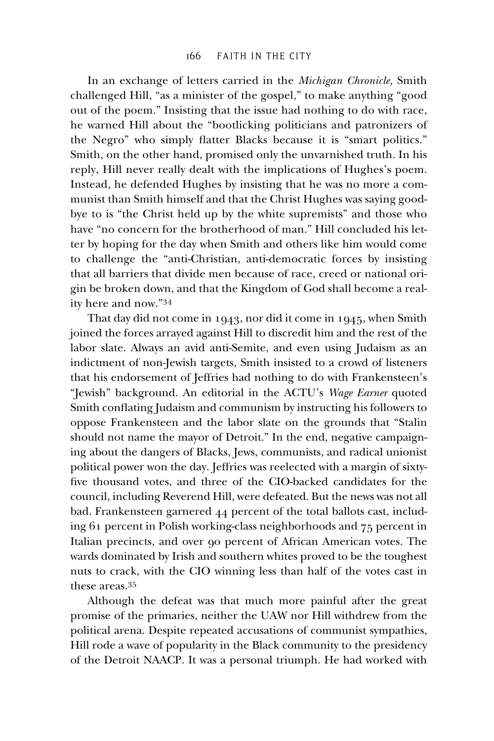In an exchange of letters carried in the *Michigan Chronicle,* Smith challenged Hill, "as a minister of the gospel," to make anything "good out of the poem." Insisting that the issue had nothing to do with race, he warned Hill about the "bootlicking politicians and patronizers of the Negro" who simply flatter Blacks because it is "smart politics." Smith, on the other hand, promised only the unvarnished truth. In his reply, Hill never really dealt with the implications of Hughes's poem. Instead, he defended Hughes by insisting that he was no more a communist than Smith himself and that the Christ Hughes was saying goodbye to is "the Christ held up by the white supremists" and those who have "no concern for the brotherhood of man." Hill concluded his letter by hoping for the day when Smith and others like him would come to challenge the "anti-Christian, anti-democratic forces by insisting that all barriers that divide men because of race, creed or national origin be broken down, and that the Kingdom of God shall become a reality here and now."[34]

That day did not come in 1943, nor did it come in 1945, when Smith joined the forces arrayed against Hill to discredit him and the rest of the labor slate. Always an avid anti-Semite, and even using Judaism as an indictment of non-Jewish targets, Smith insisted to a crowd of listeners that his endorsement of Jeffries had nothing to do with Frankensteen's "Jewish" background. An editorial in the ACTU's *Wage Earner* quoted Smith conflating Judaism and communism by instructing his followers to oppose Frankensteen and the labor slate on the grounds that "Stalin should not name the mayor of Detroit." In the end, negative campaigning about the dangers of Blacks, Jews, communists, and radical unionist political power won the day. Jeffries was reelected with a margin of sixty-five thousand votes, and three of the CIO-backed candidates for the council, including Reverend Hill, were defeated. But the news was not all bad. Frankensteen garnered 44 percent of the total ballots cast, including 61 percent in Polish working-class neighborhoods and 75 percent in Italian precincts, and over 90 percent of African American votes. The wards dominated by Irish and southern whites proved to be the toughest nuts to crack, with the CIO winning less than half of the votes cast in these areas.[35]

Although the defeat was that much more painful after the great promise of the primaries, neither the UAW nor Hill withdrew from the political arena. Despite repeated accusations of communist sympathies, Hill rode a wave of popularity in the Black community to the presidency of the Detroit NAACP. It was a personal triumph. He had worked with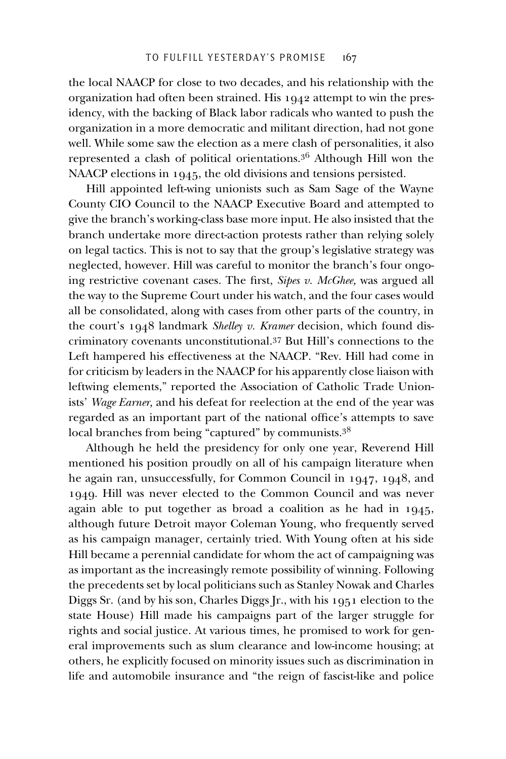the local NAACP for close to two decades, and his relationship with the organization had often been strained. His 1942 attempt to win the presidency, with the backing of Black labor radicals who wanted to push the organization in a more democratic and militant direction, had not gone well. While some saw the election as a mere clash of personalities, it also represented a clash of political orientations.[36] Although Hill won the NAACP elections in 1945, the old divisions and tensions persisted.

Hill appointed left-wing unionists such as Sam Sage of the Wayne County CIO Council to the NAACP Executive Board and attempted to give the branch's working-class base more input. He also insisted that the branch undertake more direct-action protests rather than relying solely on legal tactics. This is not to say that the group's legislative strategy was neglected, however. Hill was careful to monitor the branch's four ongoing restrictive covenant cases. The first, *Sipes v. McGhee,* was argued all the way to the Supreme Court under his watch, and the four cases would all be consolidated, along with cases from other parts of the country, in the court's 1948 landmark *Shelley v. Kramer* decision, which found discriminatory covenants unconstitutional.[37] But Hill's connections to the Left hampered his effectiveness at the NAACP. "Rev. Hill had come in for criticism by leaders in the NAACP for his apparently close liaison with leftwing elements," reported the Association of Catholic Trade Unionists' *Wage Earner,* and his defeat for reelection at the end of the year was regarded as an important part of the national office's attempts to save local branches from being "captured" by communists.[38]

Although he held the presidency for only one year, Reverend Hill mentioned his position proudly on all of his campaign literature when he again ran, unsuccessfully, for Common Council in 1947, 1948, and 1949. Hill was never elected to the Common Council and was never again able to put together as broad a coalition as he had in 1945, although future Detroit mayor Coleman Young, who frequently served as his campaign manager, certainly tried. With Young often at his side Hill became a perennial candidate for whom the act of campaigning was as important as the increasingly remote possibility of winning. Following the precedents set by local politicians such as Stanley Nowak and Charles Diggs Sr. (and by his son, Charles Diggs Jr., with his 1951 election to the state House) Hill made his campaigns part of the larger struggle for rights and social justice. At various times, he promised to work for general improvements such as slum clearance and low-income housing; at others, he explicitly focused on minority issues such as discrimination in life and automobile insurance and "the reign of fascist-like and police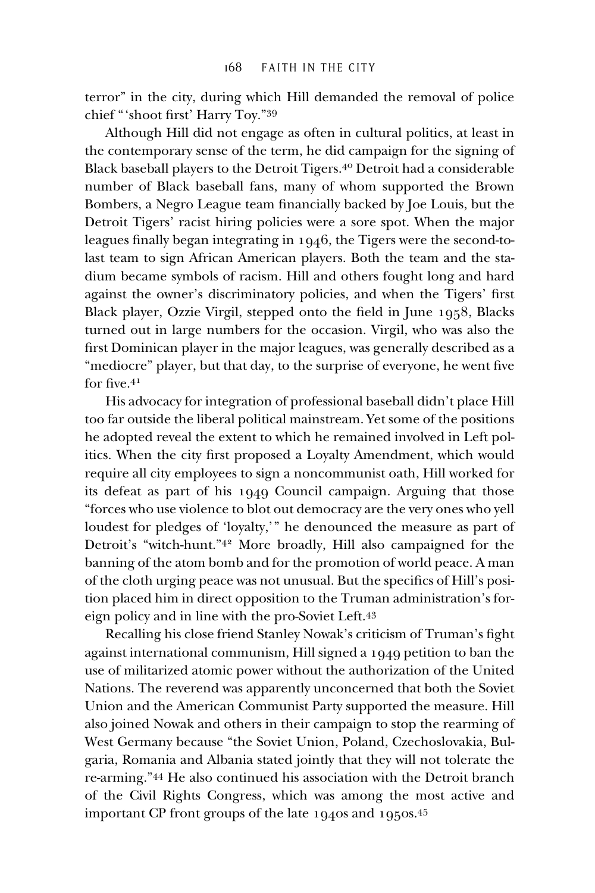terror" in the city, during which Hill demanded the removal of police chief "'shoot first' Harry Toy."[39]

Although Hill did not engage as often in cultural politics, at least in the contemporary sense of the term, he did campaign for the signing of Black baseball players to the Detroit Tigers.[40] Detroit had a considerable number of Black baseball fans, many of whom supported the Brown Bombers, a Negro League team financially backed by Joe Louis, but the Detroit Tigers' racist hiring policies were a sore spot. When the major leagues finally began integrating in 1946, the Tigers were the second-to-last team to sign African American players. Both the team and the stadium became symbols of racism. Hill and others fought long and hard against the owner's discriminatory policies, and when the Tigers' first Black player, Ozzie Virgil, stepped onto the field in June 1958, Blacks turned out in large numbers for the occasion. Virgil, who was also the first Dominican player in the major leagues, was generally described as a "mediocre" player, but that day, to the surprise of everyone, he went five for five.[41]

His advocacy for integration of professional baseball didn't place Hill too far outside the liberal political mainstream. Yet some of the positions he adopted reveal the extent to which he remained involved in Left politics. When the city first proposed a Loyalty Amendment, which would require all city employees to sign a noncommunist oath, Hill worked for its defeat as part of his 1949 Council campaign. Arguing that those "forces who use violence to blot out democracy are the very ones who yell loudest for pledges of 'loyalty,'" he denounced the measure as part of Detroit's "witch-hunt."[42] More broadly, Hill also campaigned for the banning of the atom bomb and for the promotion of world peace. A man of the cloth urging peace was not unusual. But the specifics of Hill's position placed him in direct opposition to the Truman administration's foreign policy and in line with the pro-Soviet Left.[43]

Recalling his close friend Stanley Nowak's criticism of Truman's fight against international communism, Hill signed a 1949 petition to ban the use of militarized atomic power without the authorization of the United Nations. The reverend was apparently unconcerned that both the Soviet Union and the American Communist Party supported the measure. Hill also joined Nowak and others in their campaign to stop the rearming of West Germany because "the Soviet Union, Poland, Czechoslovakia, Bulgaria, Romania and Albania stated jointly that they will not tolerate the re-arming."[44] He also continued his association with the Detroit branch of the Civil Rights Congress, which was among the most active and important CP front groups of the late 1940s and 1950s.[45]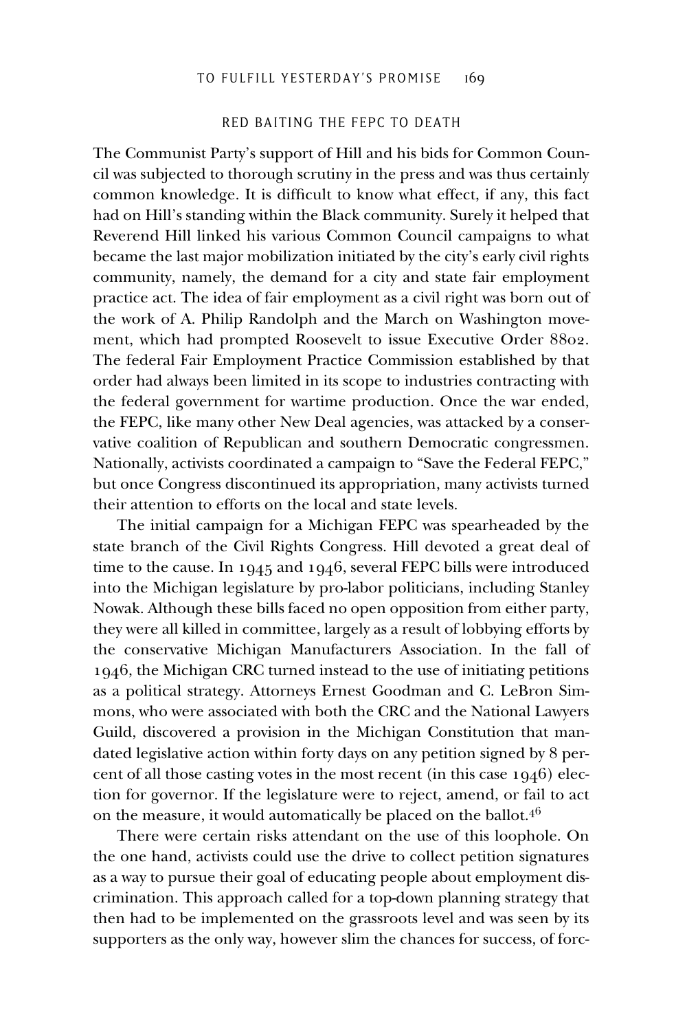## RED BAITING THE FEPC TO DEATH

The Communist Party's support of Hill and his bids for Common Council was subjected to thorough scrutiny in the press and was thus certainly common knowledge. It is difficult to know what effect, if any, this fact had on Hill's standing within the Black community. Surely it helped that Reverend Hill linked his various Common Council campaigns to what became the last major mobilization initiated by the city's early civil rights community, namely, the demand for a city and state fair employment practice act. The idea of fair employment as a civil right was born out of the work of A. Philip Randolph and the March on Washington movement, which had prompted Roosevelt to issue Executive Order 8802. The federal Fair Employment Practice Commission established by that order had always been limited in its scope to industries contracting with the federal government for wartime production. Once the war ended, the FEPC, like many other New Deal agencies, was attacked by a conservative coalition of Republican and southern Democratic congressmen. Nationally, activists coordinated a campaign to "Save the Federal FEPC," but once Congress discontinued its appropriation, many activists turned their attention to efforts on the local and state levels.

The initial campaign for a Michigan FEPC was spearheaded by the state branch of the Civil Rights Congress. Hill devoted a great deal of time to the cause. In 1945 and 1946, several FEPC bills were introduced into the Michigan legislature by pro-labor politicians, including Stanley Nowak. Although these bills faced no open opposition from either party, they were all killed in committee, largely as a result of lobbying efforts by the conservative Michigan Manufacturers Association. In the fall of 1946, the Michigan CRC turned instead to the use of initiating petitions as a political strategy. Attorneys Ernest Goodman and C. LeBron Simmons, who were associated with both the CRC and the National Lawyers Guild, discovered a provision in the Michigan Constitution that mandated legislative action within forty days on any petition signed by 8 percent of all those casting votes in the most recent (in this case 1946) election for governor. If the legislature were to reject, amend, or fail to act on the measure, it would automatically be placed on the ballot.[46]

There were certain risks attendant on the use of this loophole. On the one hand, activists could use the drive to collect petition signatures as a way to pursue their goal of educating people about employment discrimination. This approach called for a top-down planning strategy that then had to be implemented on the grassroots level and was seen by its supporters as the only way, however slim the chances for success, of forc-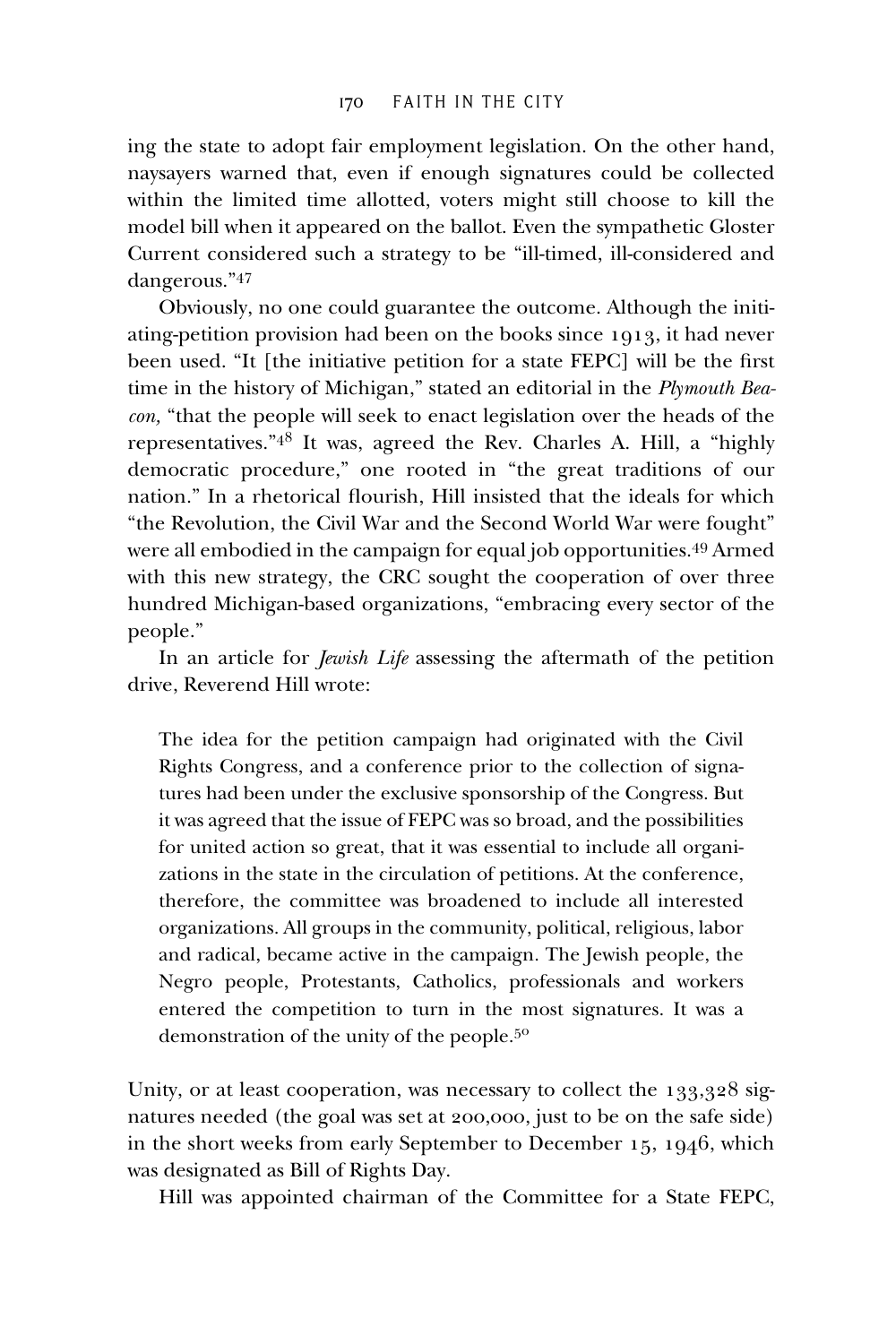ing the state to adopt fair employment legislation. On the other hand, naysayers warned that, even if enough signatures could be collected within the limited time allotted, voters might still choose to kill the model bill when it appeared on the ballot. Even the sympathetic Gloster Current considered such a strategy to be "ill-timed, ill-considered and dangerous."[47]

Obviously, no one could guarantee the outcome. Although the initiating-petition provision had been on the books since 1913, it had never been used. "It [the initiative petition for a state FEPC] will be the first time in the history of Michigan," stated an editorial in the *Plymouth Beacon,* "that the people will seek to enact legislation over the heads of the representatives."[48] It was, agreed the Rev. Charles A. Hill, a "highly democratic procedure," one rooted in "the great traditions of our nation." In a rhetorical flourish, Hill insisted that the ideals for which "the Revolution, the Civil War and the Second World War were fought" were all embodied in the campaign for equal job opportunities.[49] Armed with this new strategy, the CRC sought the cooperation of over three hundred Michigan-based organizations, "embracing every sector of the people."

In an article for *Jewish Life* assessing the aftermath of the petition drive, Reverend Hill wrote:

> The idea for the petition campaign had originated with the Civil Rights Congress, and a conference prior to the collection of signatures had been under the exclusive sponsorship of the Congress. But it was agreed that the issue of FEPC was so broad, and the possibilities for united action so great, that it was essential to include all organizations in the state in the circulation of petitions. At the conference, therefore, the committee was broadened to include all interested organizations. All groups in the community, political, religious, labor and radical, became active in the campaign. The Jewish people, the Negro people, Protestants, Catholics, professionals and workers entered the competition to turn in the most signatures. It was a demonstration of the unity of the people.[50]

Unity, or at least cooperation, was necessary to collect the 133,328 signatures needed (the goal was set at 200,000, just to be on the safe side) in the short weeks from early September to December 15, 1946, which was designated as Bill of Rights Day.

Hill was appointed chairman of the Committee for a State FEPC,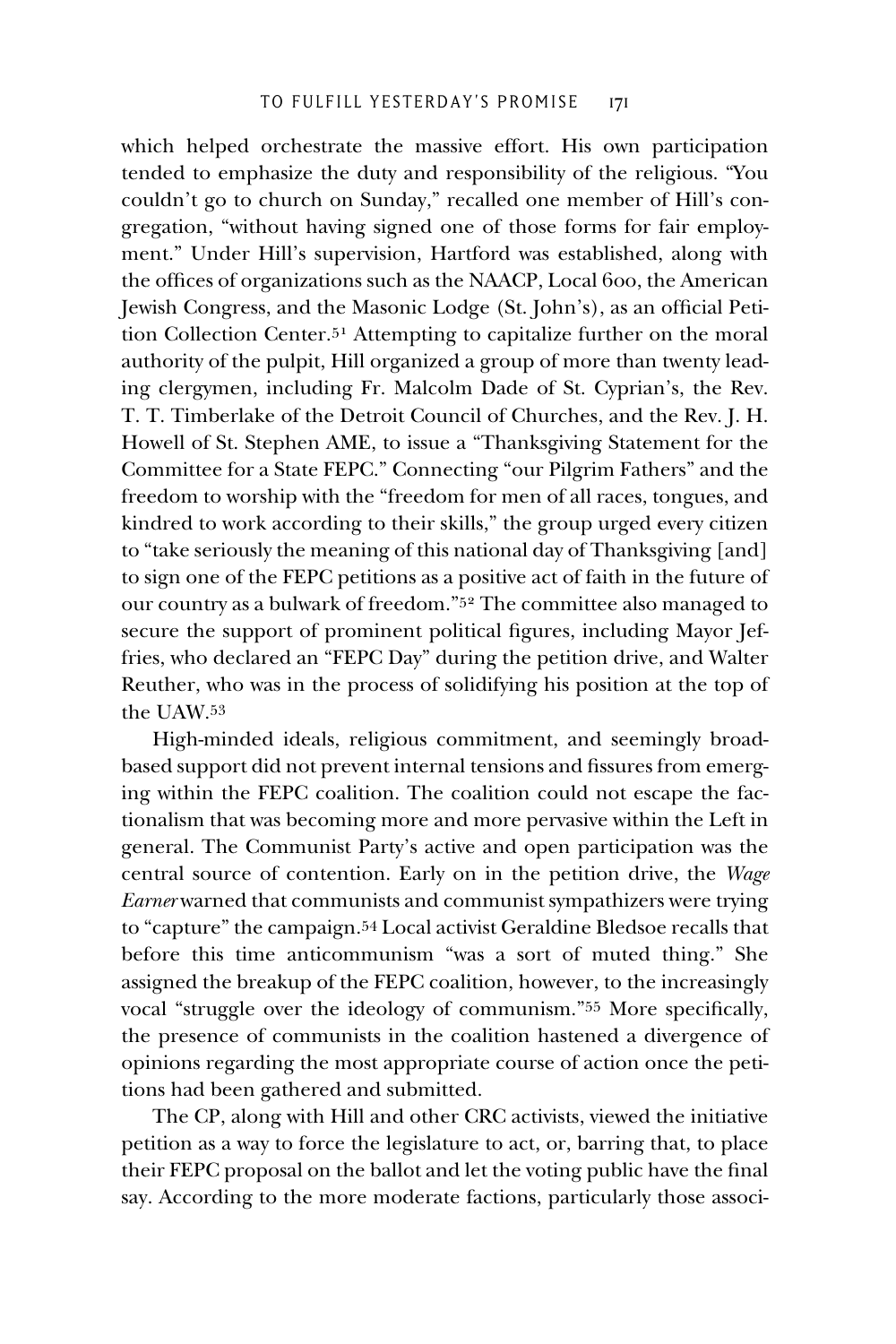which helped orchestrate the massive effort. His own participation tended to emphasize the duty and responsibility of the religious. "You couldn't go to church on Sunday," recalled one member of Hill's congregation, "without having signed one of those forms for fair employment." Under Hill's supervision, Hartford was established, along with the offices of organizations such as the NAACP, Local 600, the American Jewish Congress, and the Masonic Lodge (St. John's), as an official Petition Collection Center.[51] Attempting to capitalize further on the moral authority of the pulpit, Hill organized a group of more than twenty leading clergymen, including Fr. Malcolm Dade of St. Cyprian's, the Rev. T. T. Timberlake of the Detroit Council of Churches, and the Rev. J. H. Howell of St. Stephen AME, to issue a "Thanksgiving Statement for the Committee for a State FEPC." Connecting "our Pilgrim Fathers" and the freedom to worship with the "freedom for men of all races, tongues, and kindred to work according to their skills," the group urged every citizen to "take seriously the meaning of this national day of Thanksgiving [and] to sign one of the FEPC petitions as a positive act of faith in the future of our country as a bulwark of freedom."[52] The committee also managed to secure the support of prominent political figures, including Mayor Jeffries, who declared an "FEPC Day" during the petition drive, and Walter Reuther, who was in the process of solidifying his position at the top of the UAW.[53]

High-minded ideals, religious commitment, and seemingly broad-based support did not prevent internal tensions and fissures from emerging within the FEPC coalition. The coalition could not escape the factionalism that was becoming more and more pervasive within the Left in general. The Communist Party's active and open participation was the central source of contention. Early on in the petition drive, the *Wage Earner* warned that communists and communist sympathizers were trying to "capture" the campaign.[54] Local activist Geraldine Bledsoe recalls that before this time anticommunism "was a sort of muted thing." She assigned the breakup of the FEPC coalition, however, to the increasingly vocal "struggle over the ideology of communism."[55] More specifically, the presence of communists in the coalition hastened a divergence of opinions regarding the most appropriate course of action once the petitions had been gathered and submitted.

The CP, along with Hill and other CRC activists, viewed the initiative petition as a way to force the legislature to act, or, barring that, to place their FEPC proposal on the ballot and let the voting public have the final say. According to the more moderate factions, particularly those associ-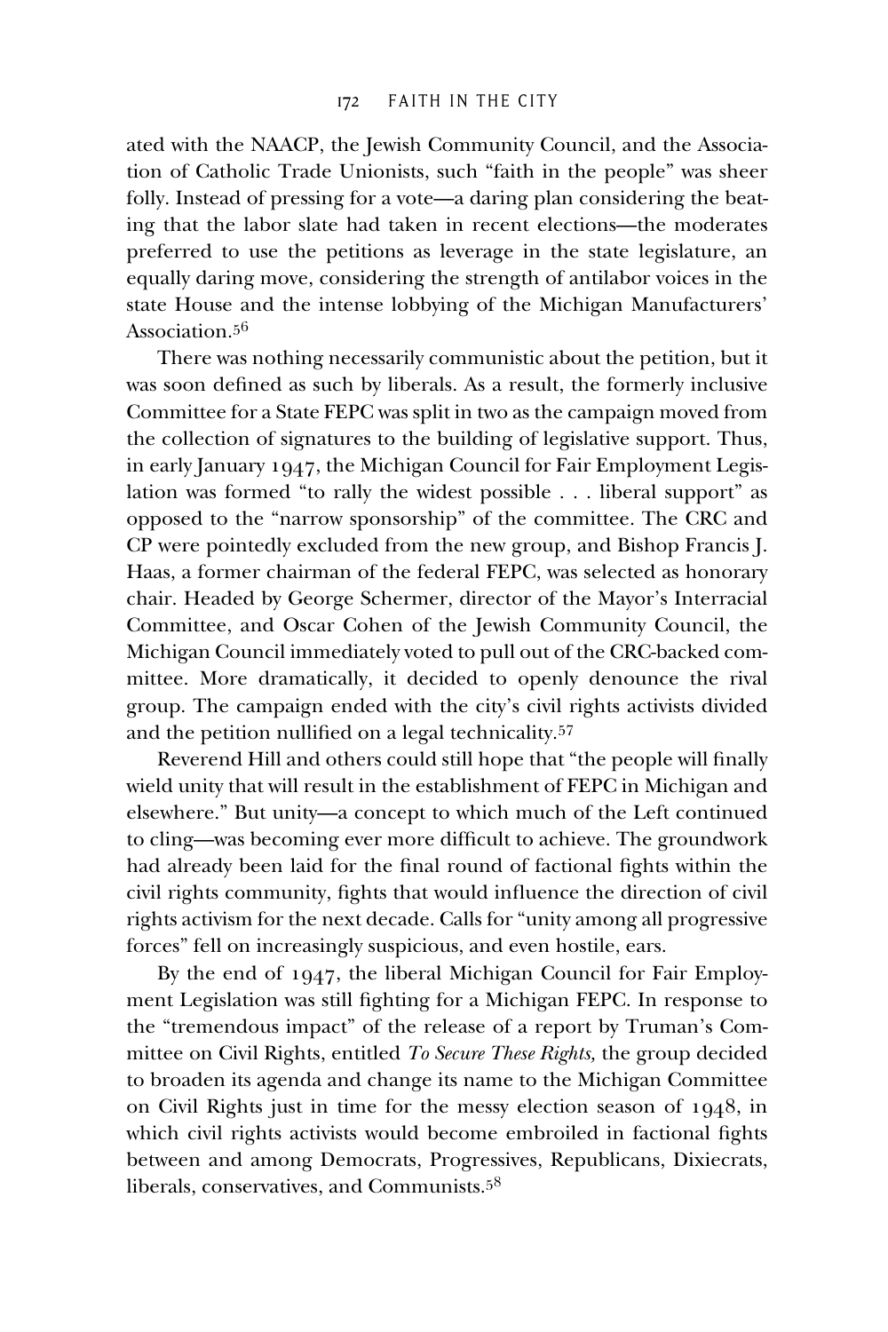ated with the NAACP, the Jewish Community Council, and the Association of Catholic Trade Unionists, such "faith in the people" was sheer folly. Instead of pressing for a vote—a daring plan considering the beating that the labor slate had taken in recent elections—the moderates preferred to use the petitions as leverage in the state legislature, an equally daring move, considering the strength of antilabor voices in the state House and the intense lobbying of the Michigan Manufacturers' Association.[56]

There was nothing necessarily communistic about the petition, but it was soon defined as such by liberals. As a result, the formerly inclusive Committee for a State FEPC was split in two as the campaign moved from the collection of signatures to the building of legislative support. Thus, in early January 1947, the Michigan Council for Fair Employment Legislation was formed "to rally the widest possible . . . liberal support" as opposed to the "narrow sponsorship" of the committee. The CRC and CP were pointedly excluded from the new group, and Bishop Francis J. Haas, a former chairman of the federal FEPC, was selected as honorary chair. Headed by George Schermer, director of the Mayor's Interracial Committee, and Oscar Cohen of the Jewish Community Council, the Michigan Council immediately voted to pull out of the CRC-backed committee. More dramatically, it decided to openly denounce the rival group. The campaign ended with the city's civil rights activists divided and the petition nullified on a legal technicality.[57]

Reverend Hill and others could still hope that "the people will finally wield unity that will result in the establishment of FEPC in Michigan and elsewhere." But unity—a concept to which much of the Left continued to cling—was becoming ever more difficult to achieve. The groundwork had already been laid for the final round of factional fights within the civil rights community, fights that would influence the direction of civil rights activism for the next decade. Calls for "unity among all progressive forces" fell on increasingly suspicious, and even hostile, ears.

By the end of 1947, the liberal Michigan Council for Fair Employment Legislation was still fighting for a Michigan FEPC. In response to the "tremendous impact" of the release of a report by Truman's Committee on Civil Rights, entitled *To Secure These Rights,* the group decided to broaden its agenda and change its name to the Michigan Committee on Civil Rights just in time for the messy election season of 1948, in which civil rights activists would become embroiled in factional fights between and among Democrats, Progressives, Republicans, Dixiecrats, liberals, conservatives, and Communists.[58]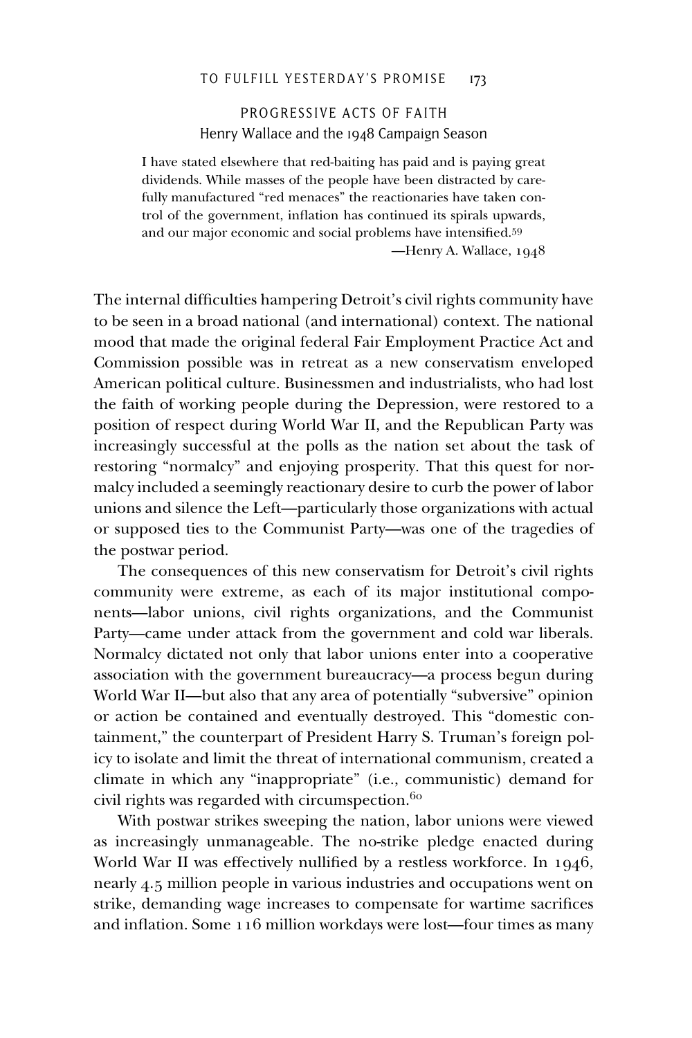## PROGRESSIVE ACTS OF FAITH
### Henry Wallace and the 1948 Campaign Season

> I have stated elsewhere that red-baiting has paid and is paying great dividends. While masses of the people have been distracted by carefully manufactured "red menaces" the reactionaries have taken control of the government, inflation has continued its spirals upwards, and our major economic and social problems have intensified.[59]
>
> —Henry A. Wallace, 1948

The internal difficulties hampering Detroit's civil rights community have to be seen in a broad national (and international) context. The national mood that made the original federal Fair Employment Practice Act and Commission possible was in retreat as a new conservatism enveloped American political culture. Businessmen and industrialists, who had lost the faith of working people during the Depression, were restored to a position of respect during World War II, and the Republican Party was increasingly successful at the polls as the nation set about the task of restoring "normalcy" and enjoying prosperity. That this quest for normalcy included a seemingly reactionary desire to curb the power of labor unions and silence the Left—particularly those organizations with actual or supposed ties to the Communist Party—was one of the tragedies of the postwar period.

The consequences of this new conservatism for Detroit's civil rights community were extreme, as each of its major institutional components—labor unions, civil rights organizations, and the Communist Party—came under attack from the government and cold war liberals. Normalcy dictated not only that labor unions enter into a cooperative association with the government bureaucracy—a process begun during World War II—but also that any area of potentially "subversive" opinion or action be contained and eventually destroyed. This "domestic containment," the counterpart of President Harry S. Truman's foreign policy to isolate and limit the threat of international communism, created a climate in which any "inappropriate" (i.e., communistic) demand for civil rights was regarded with circumspection.[60]

With postwar strikes sweeping the nation, labor unions were viewed as increasingly unmanageable. The no-strike pledge enacted during World War II was effectively nullified by a restless workforce. In 1946, nearly 4.5 million people in various industries and occupations went on strike, demanding wage increases to compensate for wartime sacrifices and inflation. Some 116 million workdays were lost—four times as many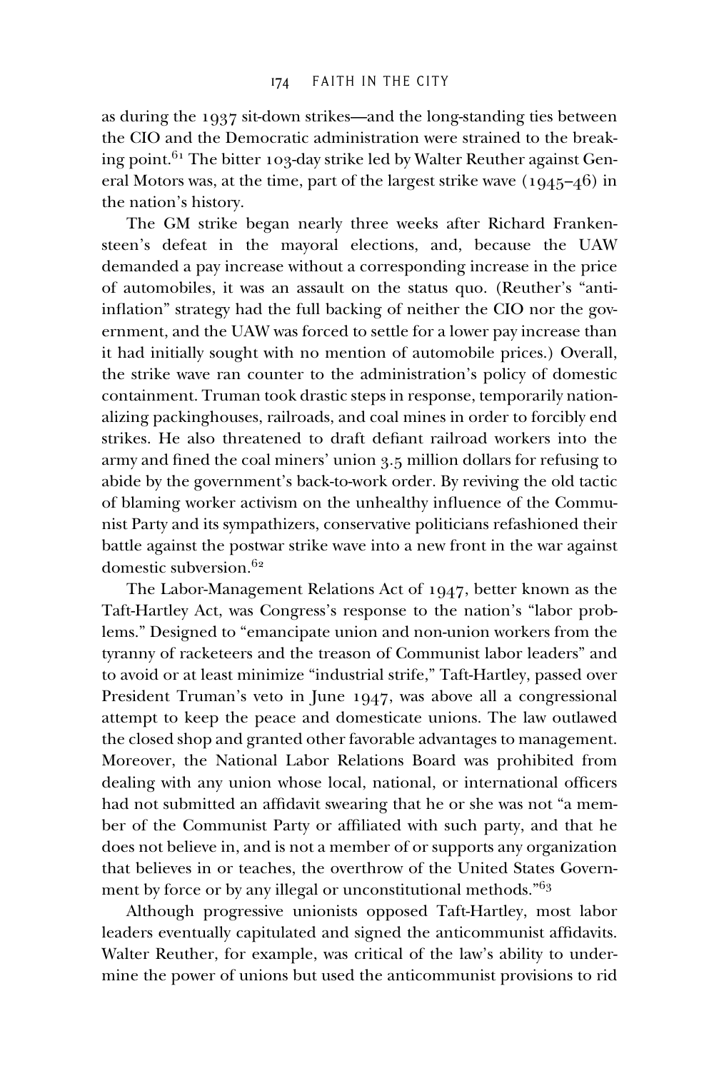as during the 1937 sit-down strikes—and the long-standing ties between the CIO and the Democratic administration were strained to the breaking point.[61] The bitter 103-day strike led by Walter Reuther against General Motors was, at the time, part of the largest strike wave (1945–46) in the nation's history.

The GM strike began nearly three weeks after Richard Frankensteen's defeat in the mayoral elections, and, because the UAW demanded a pay increase without a corresponding increase in the price of automobiles, it was an assault on the status quo. (Reuther's "anti-inflation" strategy had the full backing of neither the CIO nor the government, and the UAW was forced to settle for a lower pay increase than it had initially sought with no mention of automobile prices.) Overall, the strike wave ran counter to the administration's policy of domestic containment. Truman took drastic steps in response, temporarily nationalizing packinghouses, railroads, and coal mines in order to forcibly end strikes. He also threatened to draft defiant railroad workers into the army and fined the coal miners' union 3.5 million dollars for refusing to abide by the government's back-to-work order. By reviving the old tactic of blaming worker activism on the unhealthy influence of the Communist Party and its sympathizers, conservative politicians refashioned their battle against the postwar strike wave into a new front in the war against domestic subversion.[62]

The Labor-Management Relations Act of 1947, better known as the Taft-Hartley Act, was Congress's response to the nation's "labor problems." Designed to "emancipate union and non-union workers from the tyranny of racketeers and the treason of Communist labor leaders" and to avoid or at least minimize "industrial strife," Taft-Hartley, passed over President Truman's veto in June 1947, was above all a congressional attempt to keep the peace and domesticate unions. The law outlawed the closed shop and granted other favorable advantages to management. Moreover, the National Labor Relations Board was prohibited from dealing with any union whose local, national, or international officers had not submitted an affidavit swearing that he or she was not "a member of the Communist Party or affiliated with such party, and that he does not believe in, and is not a member of or supports any organization that believes in or teaches, the overthrow of the United States Government by force or by any illegal or unconstitutional methods."[63]

Although progressive unionists opposed Taft-Hartley, most labor leaders eventually capitulated and signed the anticommunist affidavits. Walter Reuther, for example, was critical of the law's ability to undermine the power of unions but used the anticommunist provisions to rid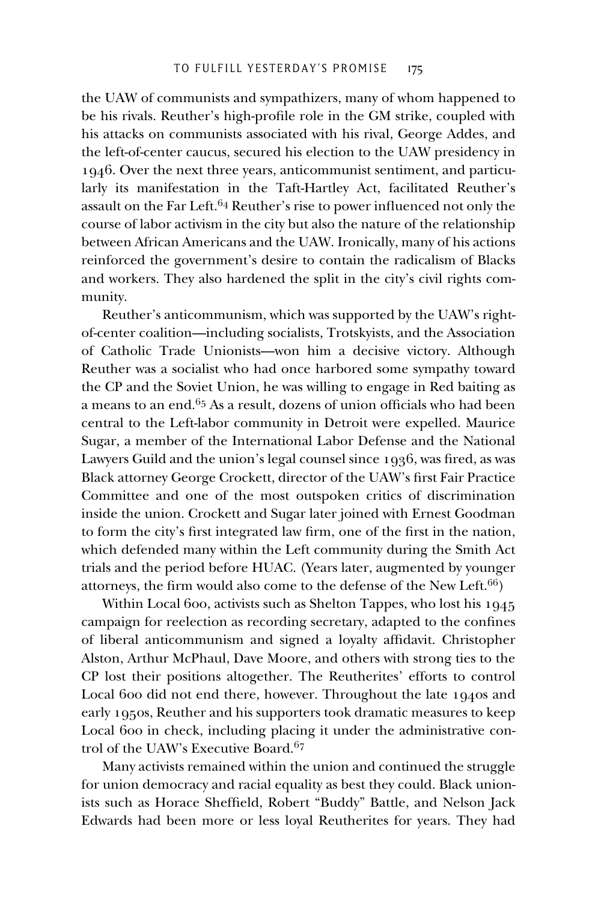the UAW of communists and sympathizers, many of whom happened to be his rivals. Reuther's high-profile role in the GM strike, coupled with his attacks on communists associated with his rival, George Addes, and the left-of-center caucus, secured his election to the UAW presidency in 1946. Over the next three years, anticommunist sentiment, and particularly its manifestation in the Taft-Hartley Act, facilitated Reuther's assault on the Far Left.[64] Reuther's rise to power influenced not only the course of labor activism in the city but also the nature of the relationship between African Americans and the UAW. Ironically, many of his actions reinforced the government's desire to contain the radicalism of Blacks and workers. They also hardened the split in the city's civil rights community.

Reuther's anticommunism, which was supported by the UAW's right-of-center coalition—including socialists, Trotskyists, and the Association of Catholic Trade Unionists—won him a decisive victory. Although Reuther was a socialist who had once harbored some sympathy toward the CP and the Soviet Union, he was willing to engage in Red baiting as a means to an end.[65] As a result, dozens of union officials who had been central to the Left-labor community in Detroit were expelled. Maurice Sugar, a member of the International Labor Defense and the National Lawyers Guild and the union's legal counsel since 1936, was fired, as was Black attorney George Crockett, director of the UAW's first Fair Practice Committee and one of the most outspoken critics of discrimination inside the union. Crockett and Sugar later joined with Ernest Goodman to form the city's first integrated law firm, one of the first in the nation, which defended many within the Left community during the Smith Act trials and the period before HUAC. (Years later, augmented by younger attorneys, the firm would also come to the defense of the New Left.[66])

Within Local 600, activists such as Shelton Tappes, who lost his 1945 campaign for reelection as recording secretary, adapted to the confines of liberal anticommunism and signed a loyalty affidavit. Christopher Alston, Arthur McPhaul, Dave Moore, and others with strong ties to the CP lost their positions altogether. The Reutherites' efforts to control Local 600 did not end there, however. Throughout the late 1940s and early 1950s, Reuther and his supporters took dramatic measures to keep Local 600 in check, including placing it under the administrative control of the UAW's Executive Board.[67]

Many activists remained within the union and continued the struggle for union democracy and racial equality as best they could. Black unionists such as Horace Sheffield, Robert "Buddy" Battle, and Nelson Jack Edwards had been more or less loyal Reutherites for years. They had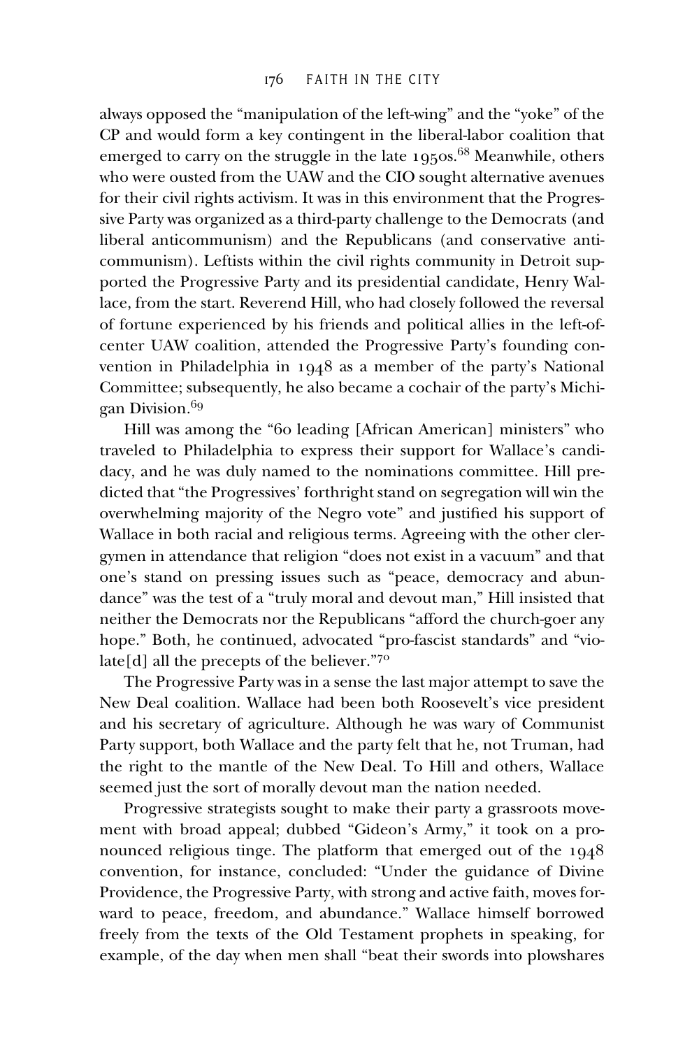always opposed the "manipulation of the left-wing" and the "yoke" of the CP and would form a key contingent in the liberal-labor coalition that emerged to carry on the struggle in the late 1950s.[68] Meanwhile, others who were ousted from the UAW and the CIO sought alternative avenues for their civil rights activism. It was in this environment that the Progressive Party was organized as a third-party challenge to the Democrats (and liberal anticommunism) and the Republicans (and conservative anticommunism). Leftists within the civil rights community in Detroit supported the Progressive Party and its presidential candidate, Henry Wallace, from the start. Reverend Hill, who had closely followed the reversal of fortune experienced by his friends and political allies in the left-of-center UAW coalition, attended the Progressive Party's founding convention in Philadelphia in 1948 as a member of the party's National Committee; subsequently, he also became a cochair of the party's Michigan Division.[69]

Hill was among the "60 leading [African American] ministers" who traveled to Philadelphia to express their support for Wallace's candidacy, and he was duly named to the nominations committee. Hill predicted that "the Progressives' forthright stand on segregation will win the overwhelming majority of the Negro vote" and justified his support of Wallace in both racial and religious terms. Agreeing with the other clergymen in attendance that religion "does not exist in a vacuum" and that one's stand on pressing issues such as "peace, democracy and abundance" was the test of a "truly moral and devout man," Hill insisted that neither the Democrats nor the Republicans "afford the church-goer any hope." Both, he continued, advocated "pro-fascist standards" and "violate[d] all the precepts of the believer."[70]

The Progressive Party was in a sense the last major attempt to save the New Deal coalition. Wallace had been both Roosevelt's vice president and his secretary of agriculture. Although he was wary of Communist Party support, both Wallace and the party felt that he, not Truman, had the right to the mantle of the New Deal. To Hill and others, Wallace seemed just the sort of morally devout man the nation needed.

Progressive strategists sought to make their party a grassroots movement with broad appeal; dubbed "Gideon's Army," it took on a pronounced religious tinge. The platform that emerged out of the 1948 convention, for instance, concluded: "Under the guidance of Divine Providence, the Progressive Party, with strong and active faith, moves forward to peace, freedom, and abundance." Wallace himself borrowed freely from the texts of the Old Testament prophets in speaking, for example, of the day when men shall "beat their swords into plowshares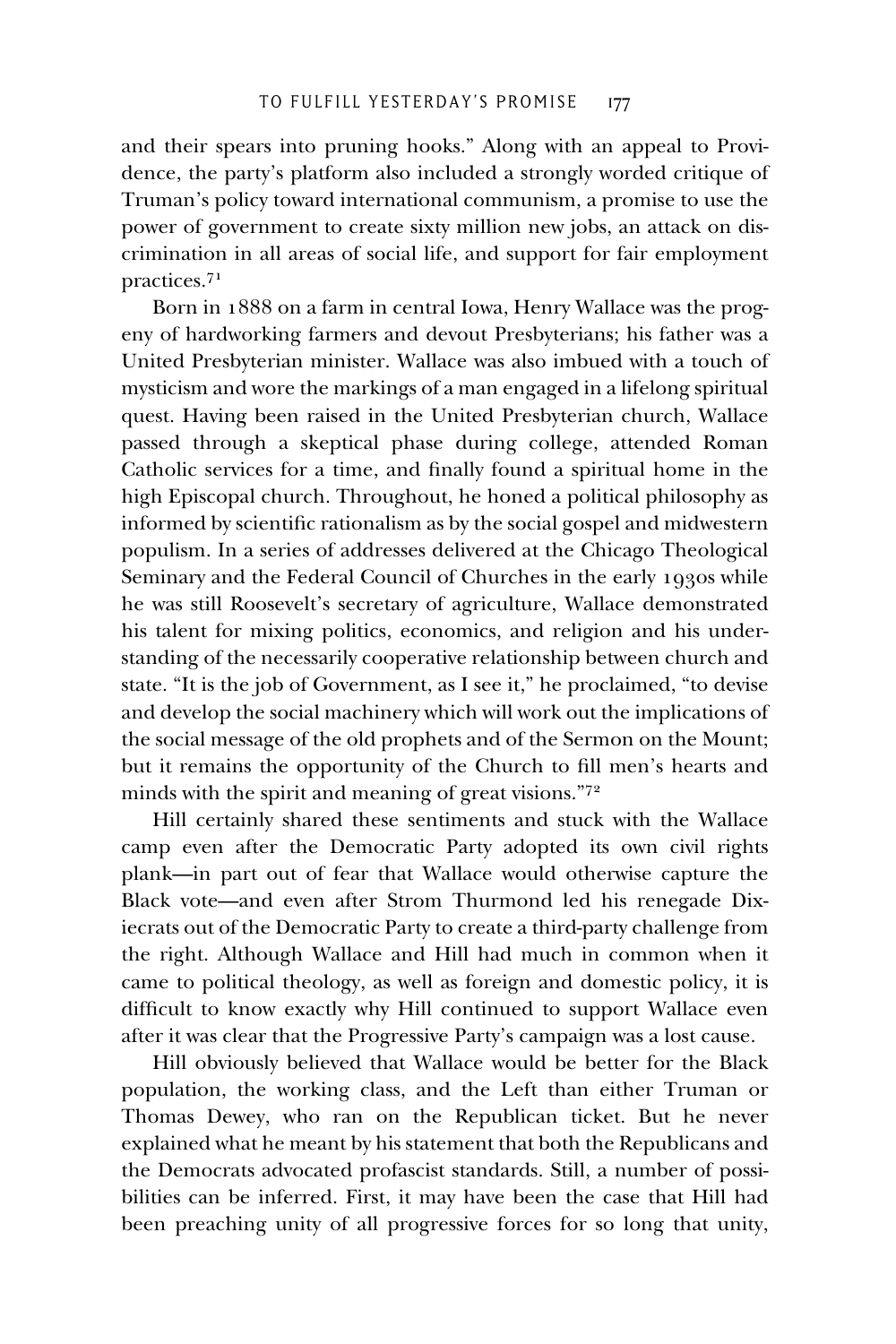and their spears into pruning hooks." Along with an appeal to Providence, the party's platform also included a strongly worded critique of Truman's policy toward international communism, a promise to use the power of government to create sixty million new jobs, an attack on discrimination in all areas of social life, and support for fair employment practices.[71]

Born in 1888 on a farm in central Iowa, Henry Wallace was the progeny of hardworking farmers and devout Presbyterians; his father was a United Presbyterian minister. Wallace was also imbued with a touch of mysticism and wore the markings of a man engaged in a lifelong spiritual quest. Having been raised in the United Presbyterian church, Wallace passed through a skeptical phase during college, attended Roman Catholic services for a time, and finally found a spiritual home in the high Episcopal church. Throughout, he honed a political philosophy as informed by scientific rationalism as by the social gospel and midwestern populism. In a series of addresses delivered at the Chicago Theological Seminary and the Federal Council of Churches in the early 1930s while he was still Roosevelt's secretary of agriculture, Wallace demonstrated his talent for mixing politics, economics, and religion and his understanding of the necessarily cooperative relationship between church and state. "It is the job of Government, as I see it," he proclaimed, "to devise and develop the social machinery which will work out the implications of the social message of the old prophets and of the Sermon on the Mount; but it remains the opportunity of the Church to fill men's hearts and minds with the spirit and meaning of great visions."[72]

Hill certainly shared these sentiments and stuck with the Wallace camp even after the Democratic Party adopted its own civil rights plank—in part out of fear that Wallace would otherwise capture the Black vote—and even after Strom Thurmond led his renegade Dixiecrats out of the Democratic Party to create a third-party challenge from the right. Although Wallace and Hill had much in common when it came to political theology, as well as foreign and domestic policy, it is difficult to know exactly why Hill continued to support Wallace even after it was clear that the Progressive Party's campaign was a lost cause.

Hill obviously believed that Wallace would be better for the Black population, the working class, and the Left than either Truman or Thomas Dewey, who ran on the Republican ticket. But he never explained what he meant by his statement that both the Republicans and the Democrats advocated profascist standards. Still, a number of possibilities can be inferred. First, it may have been the case that Hill had been preaching unity of all progressive forces for so long that unity,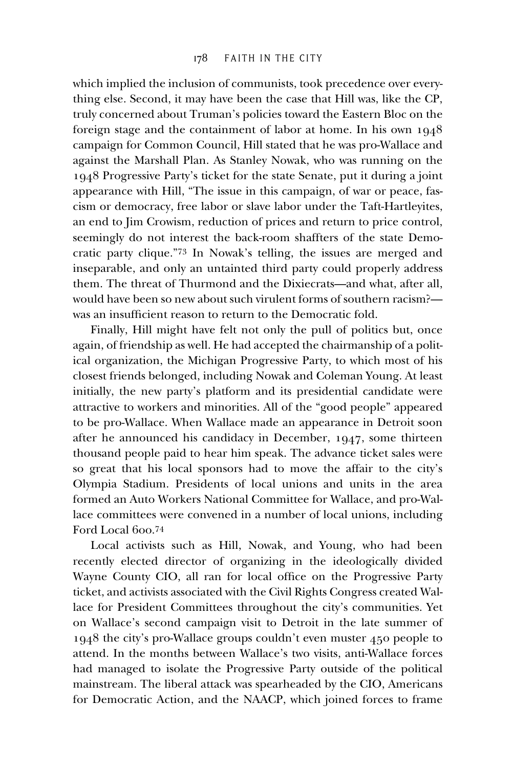which implied the inclusion of communists, took precedence over everything else. Second, it may have been the case that Hill was, like the CP, truly concerned about Truman's policies toward the Eastern Bloc on the foreign stage and the containment of labor at home. In his own 1948 campaign for Common Council, Hill stated that he was pro-Wallace and against the Marshall Plan. As Stanley Nowak, who was running on the 1948 Progressive Party's ticket for the state Senate, put it during a joint appearance with Hill, "The issue in this campaign, of war or peace, fascism or democracy, free labor or slave labor under the Taft-Hartleyites, an end to Jim Crowism, reduction of prices and return to price control, seemingly do not interest the back-room shaffters of the state Democratic party clique."[73] In Nowak's telling, the issues are merged and inseparable, and only an untainted third party could properly address them. The threat of Thurmond and the Dixiecrats—and what, after all, would have been so new about such virulent forms of southern racism?—was an insufficient reason to return to the Democratic fold.

Finally, Hill might have felt not only the pull of politics but, once again, of friendship as well. He had accepted the chairmanship of a political organization, the Michigan Progressive Party, to which most of his closest friends belonged, including Nowak and Coleman Young. At least initially, the new party's platform and its presidential candidate were attractive to workers and minorities. All of the "good people" appeared to be pro-Wallace. When Wallace made an appearance in Detroit soon after he announced his candidacy in December, 1947, some thirteen thousand people paid to hear him speak. The advance ticket sales were so great that his local sponsors had to move the affair to the city's Olympia Stadium. Presidents of local unions and units in the area formed an Auto Workers National Committee for Wallace, and pro-Wallace committees were convened in a number of local unions, including Ford Local 600.[74]

Local activists such as Hill, Nowak, and Young, who had been recently elected director of organizing in the ideologically divided Wayne County CIO, all ran for local office on the Progressive Party ticket, and activists associated with the Civil Rights Congress created Wallace for President Committees throughout the city's communities. Yet on Wallace's second campaign visit to Detroit in the late summer of 1948 the city's pro-Wallace groups couldn't even muster 450 people to attend. In the months between Wallace's two visits, anti-Wallace forces had managed to isolate the Progressive Party outside of the political mainstream. The liberal attack was spearheaded by the CIO, Americans for Democratic Action, and the NAACP, which joined forces to frame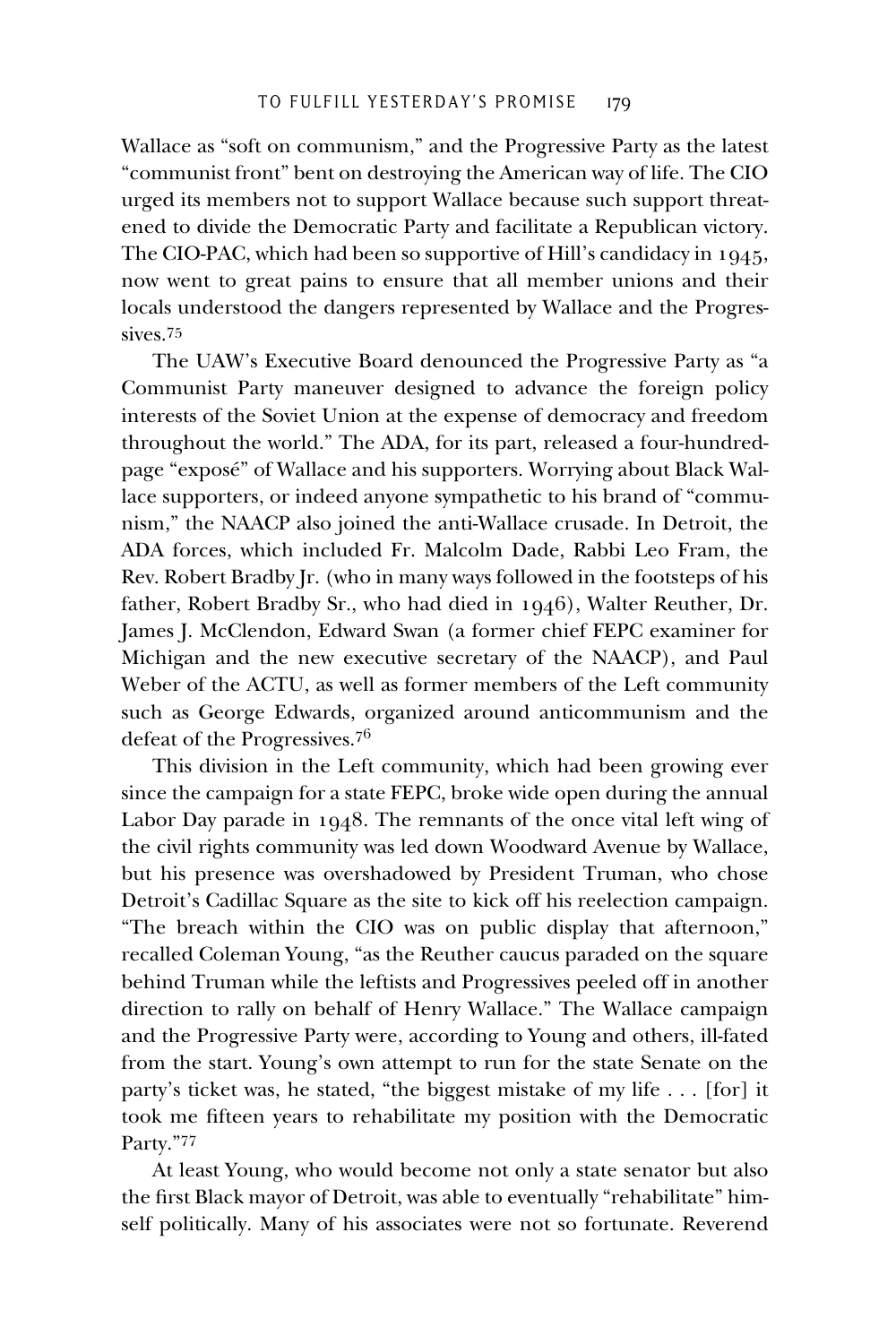Wallace as "soft on communism," and the Progressive Party as the latest "communist front" bent on destroying the American way of life. The CIO urged its members not to support Wallace because such support threatened to divide the Democratic Party and facilitate a Republican victory. The CIO-PAC, which had been so supportive of Hill's candidacy in 1945, now went to great pains to ensure that all member unions and their locals understood the dangers represented by Wallace and the Progressives.[75]

The UAW's Executive Board denounced the Progressive Party as "a Communist Party maneuver designed to advance the foreign policy interests of the Soviet Union at the expense of democracy and freedom throughout the world." The ADA, for its part, released a four-hundred-page "exposé" of Wallace and his supporters. Worrying about Black Wallace supporters, or indeed anyone sympathetic to his brand of "communism," the NAACP also joined the anti-Wallace crusade. In Detroit, the ADA forces, which included Fr. Malcolm Dade, Rabbi Leo Fram, the Rev. Robert Bradby Jr. (who in many ways followed in the footsteps of his father, Robert Bradby Sr., who had died in 1946), Walter Reuther, Dr. James J. McClendon, Edward Swan (a former chief FEPC examiner for Michigan and the new executive secretary of the NAACP), and Paul Weber of the ACTU, as well as former members of the Left community such as George Edwards, organized around anticommunism and the defeat of the Progressives.[76]

This division in the Left community, which had been growing ever since the campaign for a state FEPC, broke wide open during the annual Labor Day parade in 1948. The remnants of the once vital left wing of the civil rights community was led down Woodward Avenue by Wallace, but his presence was overshadowed by President Truman, who chose Detroit's Cadillac Square as the site to kick off his reelection campaign. "The breach within the CIO was on public display that afternoon," recalled Coleman Young, "as the Reuther caucus paraded on the square behind Truman while the leftists and Progressives peeled off in another direction to rally on behalf of Henry Wallace." The Wallace campaign and the Progressive Party were, according to Young and others, ill-fated from the start. Young's own attempt to run for the state Senate on the party's ticket was, he stated, "the biggest mistake of my life . . . [for] it took me fifteen years to rehabilitate my position with the Democratic Party."[77]

At least Young, who would become not only a state senator but also the first Black mayor of Detroit, was able to eventually "rehabilitate" himself politically. Many of his associates were not so fortunate. Reverend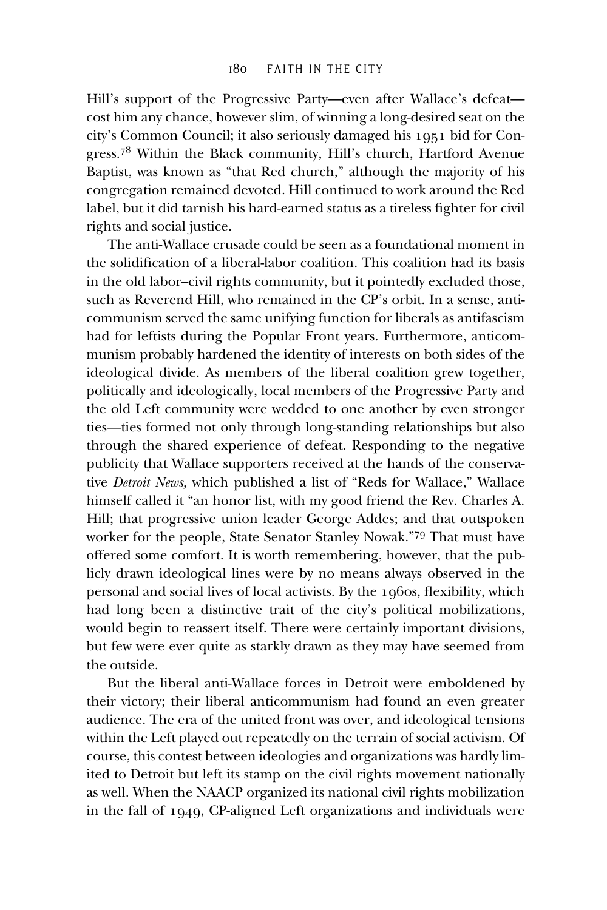Hill's support of the Progressive Party—even after Wallace's defeat—cost him any chance, however slim, of winning a long-desired seat on the city's Common Council; it also seriously damaged his 1951 bid for Congress.[78] Within the Black community, Hill's church, Hartford Avenue Baptist, was known as "that Red church," although the majority of his congregation remained devoted. Hill continued to work around the Red label, but it did tarnish his hard-earned status as a tireless fighter for civil rights and social justice.

The anti-Wallace crusade could be seen as a foundational moment in the solidification of a liberal-labor coalition. This coalition had its basis in the old labor–civil rights community, but it pointedly excluded those, such as Reverend Hill, who remained in the CP's orbit. In a sense, anticommunism served the same unifying function for liberals as antifascism had for leftists during the Popular Front years. Furthermore, anticommunism probably hardened the identity of interests on both sides of the ideological divide. As members of the liberal coalition grew together, politically and ideologically, local members of the Progressive Party and the old Left community were wedded to one another by even stronger ties—ties formed not only through long-standing relationships but also through the shared experience of defeat. Responding to the negative publicity that Wallace supporters received at the hands of the conservative *Detroit News,* which published a list of "Reds for Wallace," Wallace himself called it "an honor list, with my good friend the Rev. Charles A. Hill; that progressive union leader George Addes; and that outspoken worker for the people, State Senator Stanley Nowak."[79] That must have offered some comfort. It is worth remembering, however, that the publicly drawn ideological lines were by no means always observed in the personal and social lives of local activists. By the 1960s, flexibility, which had long been a distinctive trait of the city's political mobilizations, would begin to reassert itself. There were certainly important divisions, but few were ever quite as starkly drawn as they may have seemed from the outside.

But the liberal anti-Wallace forces in Detroit were emboldened by their victory; their liberal anticommunism had found an even greater audience. The era of the united front was over, and ideological tensions within the Left played out repeatedly on the terrain of social activism. Of course, this contest between ideologies and organizations was hardly limited to Detroit but left its stamp on the civil rights movement nationally as well. When the NAACP organized its national civil rights mobilization in the fall of 1949, CP-aligned Left organizations and individuals were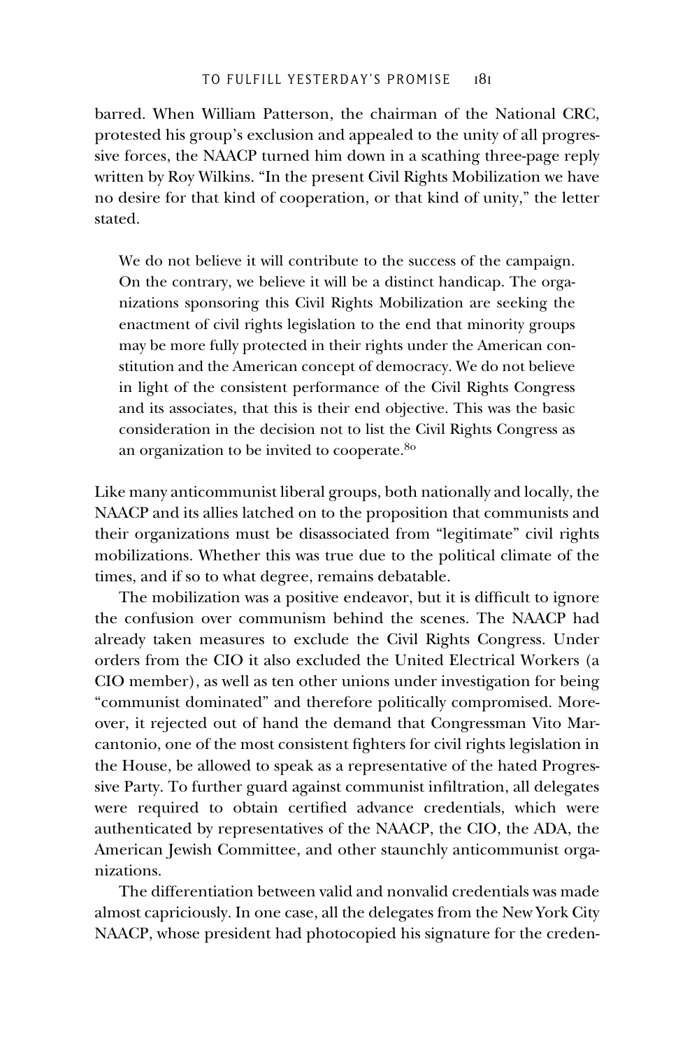barred. When William Patterson, the chairman of the National CRC, protested his group's exclusion and appealed to the unity of all progressive forces, the NAACP turned him down in a scathing three-page reply written by Roy Wilkins. "In the present Civil Rights Mobilization we have no desire for that kind of cooperation, or that kind of unity," the letter stated.

> We do not believe it will contribute to the success of the campaign. On the contrary, we believe it will be a distinct handicap. The organizations sponsoring this Civil Rights Mobilization are seeking the enactment of civil rights legislation to the end that minority groups may be more fully protected in their rights under the American constitution and the American concept of democracy. We do not believe in light of the consistent performance of the Civil Rights Congress and its associates, that this is their end objective. This was the basic consideration in the decision not to list the Civil Rights Congress as an organization to be invited to cooperate.[80]

Like many anticommunist liberal groups, both nationally and locally, the NAACP and its allies latched on to the proposition that communists and their organizations must be disassociated from "legitimate" civil rights mobilizations. Whether this was true due to the political climate of the times, and if so to what degree, remains debatable.

The mobilization was a positive endeavor, but it is difficult to ignore the confusion over communism behind the scenes. The NAACP had already taken measures to exclude the Civil Rights Congress. Under orders from the CIO it also excluded the United Electrical Workers (a CIO member), as well as ten other unions under investigation for being "communist dominated" and therefore politically compromised. Moreover, it rejected out of hand the demand that Congressman Vito Marcantonio, one of the most consistent fighters for civil rights legislation in the House, be allowed to speak as a representative of the hated Progressive Party. To further guard against communist infiltration, all delegates were required to obtain certified advance credentials, which were authenticated by representatives of the NAACP, the CIO, the ADA, the American Jewish Committee, and other staunchly anticommunist organizations.

The differentiation between valid and nonvalid credentials was made almost capriciously. In one case, all the delegates from the New York City NAACP, whose president had photocopied his signature for the creden-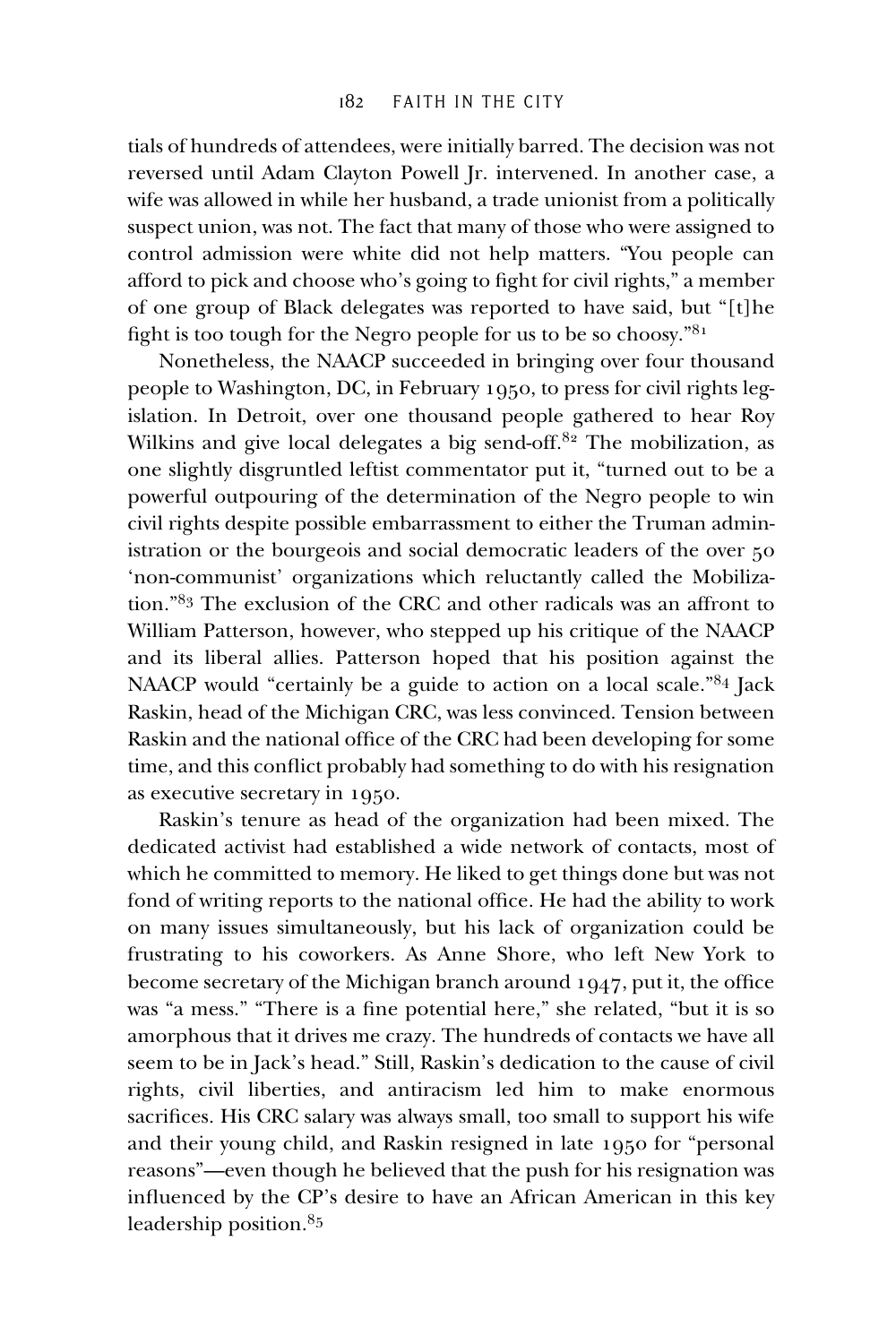tials of hundreds of attendees, were initially barred. The decision was not reversed until Adam Clayton Powell Jr. intervened. In another case, a wife was allowed in while her husband, a trade unionist from a politically suspect union, was not. The fact that many of those who were assigned to control admission were white did not help matters. "You people can afford to pick and choose who's going to fight for civil rights," a member of one group of Black delegates was reported to have said, but "[t]he fight is too tough for the Negro people for us to be so choosy."[81]

Nonetheless, the NAACP succeeded in bringing over four thousand people to Washington, DC, in February 1950, to press for civil rights legislation. In Detroit, over one thousand people gathered to hear Roy Wilkins and give local delegates a big send-off.[82] The mobilization, as one slightly disgruntled leftist commentator put it, "turned out to be a powerful outpouring of the determination of the Negro people to win civil rights despite possible embarrassment to either the Truman administration or the bourgeois and social democratic leaders of the over 50 'non-communist' organizations which reluctantly called the Mobilization."[83] The exclusion of the CRC and other radicals was an affront to William Patterson, however, who stepped up his critique of the NAACP and its liberal allies. Patterson hoped that his position against the NAACP would "certainly be a guide to action on a local scale."[84] Jack Raskin, head of the Michigan CRC, was less convinced. Tension between Raskin and the national office of the CRC had been developing for some time, and this conflict probably had something to do with his resignation as executive secretary in 1950.

Raskin's tenure as head of the organization had been mixed. The dedicated activist had established a wide network of contacts, most of which he committed to memory. He liked to get things done but was not fond of writing reports to the national office. He had the ability to work on many issues simultaneously, but his lack of organization could be frustrating to his coworkers. As Anne Shore, who left New York to become secretary of the Michigan branch around 1947, put it, the office was "a mess." "There is a fine potential here," she related, "but it is so amorphous that it drives me crazy. The hundreds of contacts we have all seem to be in Jack's head." Still, Raskin's dedication to the cause of civil rights, civil liberties, and antiracism led him to make enormous sacrifices. His CRC salary was always small, too small to support his wife and their young child, and Raskin resigned in late 1950 for "personal reasons"—even though he believed that the push for his resignation was influenced by the CP's desire to have an African American in this key leadership position.[85]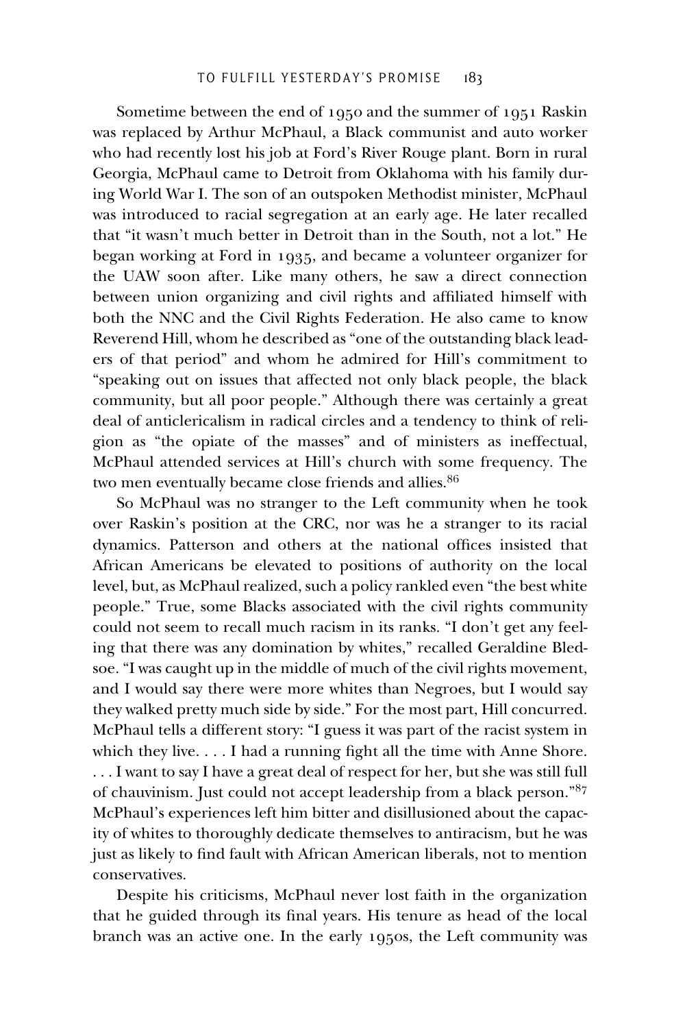Sometime between the end of 1950 and the summer of 1951 Raskin was replaced by Arthur McPhaul, a Black communist and auto worker who had recently lost his job at Ford's River Rouge plant. Born in rural Georgia, McPhaul came to Detroit from Oklahoma with his family during World War I. The son of an outspoken Methodist minister, McPhaul was introduced to racial segregation at an early age. He later recalled that "it wasn't much better in Detroit than in the South, not a lot." He began working at Ford in 1935, and became a volunteer organizer for the UAW soon after. Like many others, he saw a direct connection between union organizing and civil rights and affiliated himself with both the NNC and the Civil Rights Federation. He also came to know Reverend Hill, whom he described as "one of the outstanding black leaders of that period" and whom he admired for Hill's commitment to "speaking out on issues that affected not only black people, the black community, but all poor people." Although there was certainly a great deal of anticlericalism in radical circles and a tendency to think of religion as "the opiate of the masses" and of ministers as ineffectual, McPhaul attended services at Hill's church with some frequency. The two men eventually became close friends and allies.[86]

So McPhaul was no stranger to the Left community when he took over Raskin's position at the CRC, nor was he a stranger to its racial dynamics. Patterson and others at the national offices insisted that African Americans be elevated to positions of authority on the local level, but, as McPhaul realized, such a policy rankled even "the best white people." True, some Blacks associated with the civil rights community could not seem to recall much racism in its ranks. "I don't get any feeling that there was any domination by whites," recalled Geraldine Bledsoe. "I was caught up in the middle of much of the civil rights movement, and I would say there were more whites than Negroes, but I would say they walked pretty much side by side." For the most part, Hill concurred. McPhaul tells a different story: "I guess it was part of the racist system in which they live. . . . I had a running fight all the time with Anne Shore. . . . I want to say I have a great deal of respect for her, but she was still full of chauvinism. Just could not accept leadership from a black person."[87] McPhaul's experiences left him bitter and disillusioned about the capacity of whites to thoroughly dedicate themselves to antiracism, but he was just as likely to find fault with African American liberals, not to mention conservatives.

Despite his criticisms, McPhaul never lost faith in the organization that he guided through its final years. His tenure as head of the local branch was an active one. In the early 1950s, the Left community was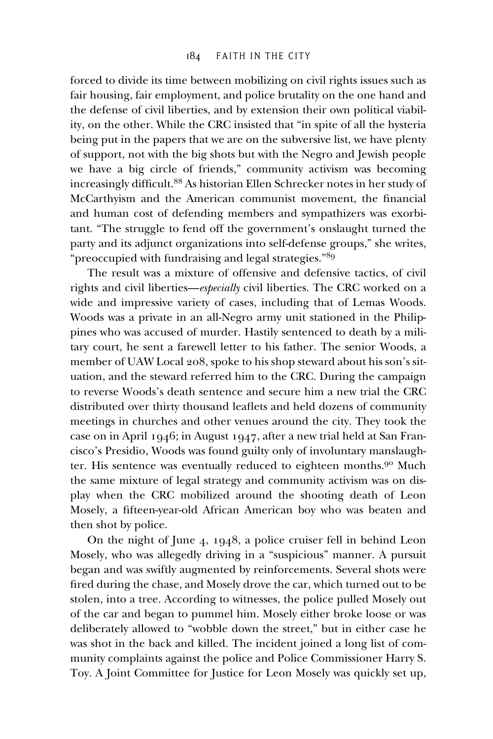forced to divide its time between mobilizing on civil rights issues such as fair housing, fair employment, and police brutality on the one hand and the defense of civil liberties, and by extension their own political viability, on the other. While the CRC insisted that "in spite of all the hysteria being put in the papers that we are on the subversive list, we have plenty of support, not with the big shots but with the Negro and Jewish people we have a big circle of friends," community activism was becoming increasingly difficult.[88] As historian Ellen Schrecker notes in her study of McCarthyism and the American communist movement, the financial and human cost of defending members and sympathizers was exorbitant. "The struggle to fend off the government's onslaught turned the party and its adjunct organizations into self-defense groups," she writes, "preoccupied with fundraising and legal strategies."[89]

The result was a mixture of offensive and defensive tactics, of civil rights and civil liberties—*especially* civil liberties. The CRC worked on a wide and impressive variety of cases, including that of Lemas Woods. Woods was a private in an all-Negro army unit stationed in the Philippines who was accused of murder. Hastily sentenced to death by a military court, he sent a farewell letter to his father. The senior Woods, a member of UAW Local 208, spoke to his shop steward about his son's situation, and the steward referred him to the CRC. During the campaign to reverse Woods's death sentence and secure him a new trial the CRC distributed over thirty thousand leaflets and held dozens of community meetings in churches and other venues around the city. They took the case on in April 1946; in August 1947, after a new trial held at San Francisco's Presidio, Woods was found guilty only of involuntary manslaughter. His sentence was eventually reduced to eighteen months.[90] Much the same mixture of legal strategy and community activism was on display when the CRC mobilized around the shooting death of Leon Mosely, a fifteen-year-old African American boy who was beaten and then shot by police.

On the night of June 4, 1948, a police cruiser fell in behind Leon Mosely, who was allegedly driving in a "suspicious" manner. A pursuit began and was swiftly augmented by reinforcements. Several shots were fired during the chase, and Mosely drove the car, which turned out to be stolen, into a tree. According to witnesses, the police pulled Mosely out of the car and began to pummel him. Mosely either broke loose or was deliberately allowed to "wobble down the street," but in either case he was shot in the back and killed. The incident joined a long list of community complaints against the police and Police Commissioner Harry S. Toy. A Joint Committee for Justice for Leon Mosely was quickly set up,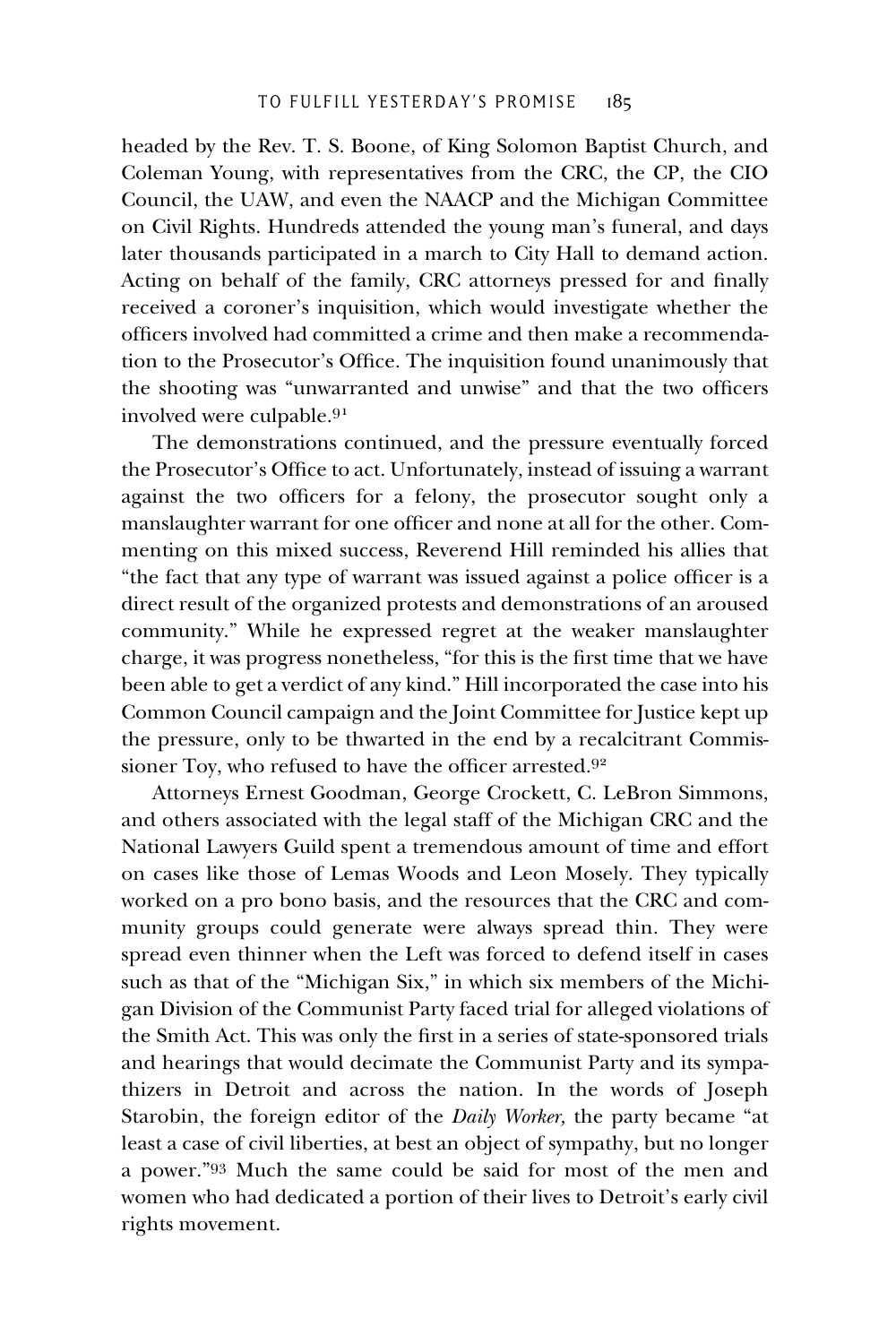headed by the Rev. T. S. Boone, of King Solomon Baptist Church, and Coleman Young, with representatives from the CRC, the CP, the CIO Council, the UAW, and even the NAACP and the Michigan Committee on Civil Rights. Hundreds attended the young man's funeral, and days later thousands participated in a march to City Hall to demand action. Acting on behalf of the family, CRC attorneys pressed for and finally received a coroner's inquisition, which would investigate whether the officers involved had committed a crime and then make a recommendation to the Prosecutor's Office. The inquisition found unanimously that the shooting was "unwarranted and unwise" and that the two officers involved were culpable.[91]

The demonstrations continued, and the pressure eventually forced the Prosecutor's Office to act. Unfortunately, instead of issuing a warrant against the two officers for a felony, the prosecutor sought only a manslaughter warrant for one officer and none at all for the other. Commenting on this mixed success, Reverend Hill reminded his allies that "the fact that any type of warrant was issued against a police officer is a direct result of the organized protests and demonstrations of an aroused community." While he expressed regret at the weaker manslaughter charge, it was progress nonetheless, "for this is the first time that we have been able to get a verdict of any kind." Hill incorporated the case into his Common Council campaign and the Joint Committee for Justice kept up the pressure, only to be thwarted in the end by a recalcitrant Commissioner Toy, who refused to have the officer arrested.[92]

Attorneys Ernest Goodman, George Crockett, C. LeBron Simmons, and others associated with the legal staff of the Michigan CRC and the National Lawyers Guild spent a tremendous amount of time and effort on cases like those of Lemas Woods and Leon Mosely. They typically worked on a pro bono basis, and the resources that the CRC and community groups could generate were always spread thin. They were spread even thinner when the Left was forced to defend itself in cases such as that of the "Michigan Six," in which six members of the Michigan Division of the Communist Party faced trial for alleged violations of the Smith Act. This was only the first in a series of state-sponsored trials and hearings that would decimate the Communist Party and its sympathizers in Detroit and across the nation. In the words of Joseph Starobin, the foreign editor of the *Daily Worker,* the party became "at least a case of civil liberties, at best an object of sympathy, but no longer a power."[93] Much the same could be said for most of the men and women who had dedicated a portion of their lives to Detroit's early civil rights movement.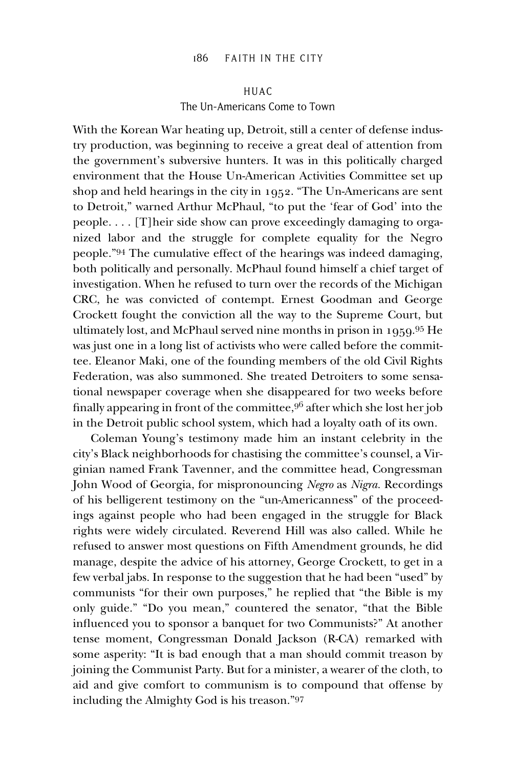## HUAC

### The Un-Americans Come to Town

With the Korean War heating up, Detroit, still a center of defense industry production, was beginning to receive a great deal of attention from the government's subversive hunters. It was in this politically charged environment that the House Un-American Activities Committee set up shop and held hearings in the city in 1952. "The Un-Americans are sent to Detroit," warned Arthur McPhaul, "to put the 'fear of God' into the people. . . . [T]heir side show can prove exceedingly damaging to organized labor and the struggle for complete equality for the Negro people."[94] The cumulative effect of the hearings was indeed damaging, both politically and personally. McPhaul found himself a chief target of investigation. When he refused to turn over the records of the Michigan CRC, he was convicted of contempt. Ernest Goodman and George Crockett fought the conviction all the way to the Supreme Court, but ultimately lost, and McPhaul served nine months in prison in 1959.[95] He was just one in a long list of activists who were called before the committee. Eleanor Maki, one of the founding members of the old Civil Rights Federation, was also summoned. She treated Detroiters to some sensational newspaper coverage when she disappeared for two weeks before finally appearing in front of the committee,[96] after which she lost her job in the Detroit public school system, which had a loyalty oath of its own.

Coleman Young's testimony made him an instant celebrity in the city's Black neighborhoods for chastising the committee's counsel, a Virginian named Frank Tavenner, and the committee head, Congressman John Wood of Georgia, for mispronouncing *Negro* as *Nigra.* Recordings of his belligerent testimony on the "un-Americanness" of the proceedings against people who had been engaged in the struggle for Black rights were widely circulated. Reverend Hill was also called. While he refused to answer most questions on Fifth Amendment grounds, he did manage, despite the advice of his attorney, George Crockett, to get in a few verbal jabs. In response to the suggestion that he had been "used" by communists "for their own purposes," he replied that "the Bible is my only guide." "Do you mean," countered the senator, "that the Bible influenced you to sponsor a banquet for two Communists?" At another tense moment, Congressman Donald Jackson (R-CA) remarked with some asperity: "It is bad enough that a man should commit treason by joining the Communist Party. But for a minister, a wearer of the cloth, to aid and give comfort to communism is to compound that offense by including the Almighty God is his treason."[97]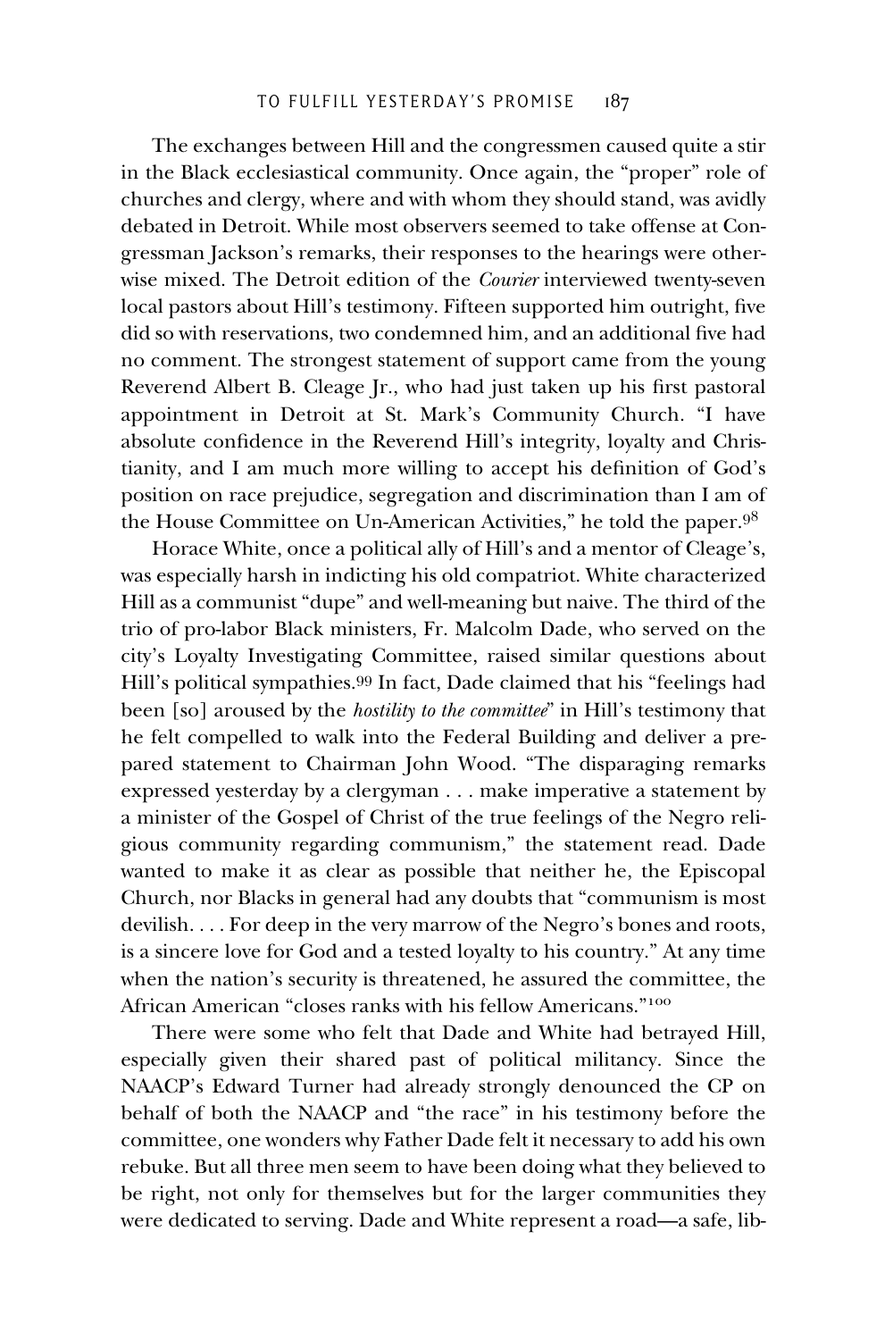The exchanges between Hill and the congressmen caused quite a stir in the Black ecclesiastical community. Once again, the "proper" role of churches and clergy, where and with whom they should stand, was avidly debated in Detroit. While most observers seemed to take offense at Congressman Jackson's remarks, their responses to the hearings were otherwise mixed. The Detroit edition of the *Courier* interviewed twenty-seven local pastors about Hill's testimony. Fifteen supported him outright, five did so with reservations, two condemned him, and an additional five had no comment. The strongest statement of support came from the young Reverend Albert B. Cleage Jr., who had just taken up his first pastoral appointment in Detroit at St. Mark's Community Church. "I have absolute confidence in the Reverend Hill's integrity, loyalty and Christianity, and I am much more willing to accept his definition of God's position on race prejudice, segregation and discrimination than I am of the House Committee on Un-American Activities," he told the paper.[98]

Horace White, once a political ally of Hill's and a mentor of Cleage's, was especially harsh in indicting his old compatriot. White characterized Hill as a communist "dupe" and well-meaning but naive. The third of the trio of pro-labor Black ministers, Fr. Malcolm Dade, who served on the city's Loyalty Investigating Committee, raised similar questions about Hill's political sympathies.[99] In fact, Dade claimed that his "feelings had been [so] aroused by the *hostility to the committee*" in Hill's testimony that he felt compelled to walk into the Federal Building and deliver a prepared statement to Chairman John Wood. "The disparaging remarks expressed yesterday by a clergyman . . . make imperative a statement by a minister of the Gospel of Christ of the true feelings of the Negro religious community regarding communism," the statement read. Dade wanted to make it as clear as possible that neither he, the Episcopal Church, nor Blacks in general had any doubts that "communism is most devilish. . . . For deep in the very marrow of the Negro's bones and roots, is a sincere love for God and a tested loyalty to his country." At any time when the nation's security is threatened, he assured the committee, the African American "closes ranks with his fellow Americans."[100]

There were some who felt that Dade and White had betrayed Hill, especially given their shared past of political militancy. Since the NAACP's Edward Turner had already strongly denounced the CP on behalf of both the NAACP and "the race" in his testimony before the committee, one wonders why Father Dade felt it necessary to add his own rebuke. But all three men seem to have been doing what they believed to be right, not only for themselves but for the larger communities they were dedicated to serving. Dade and White represent a road—a safe, lib-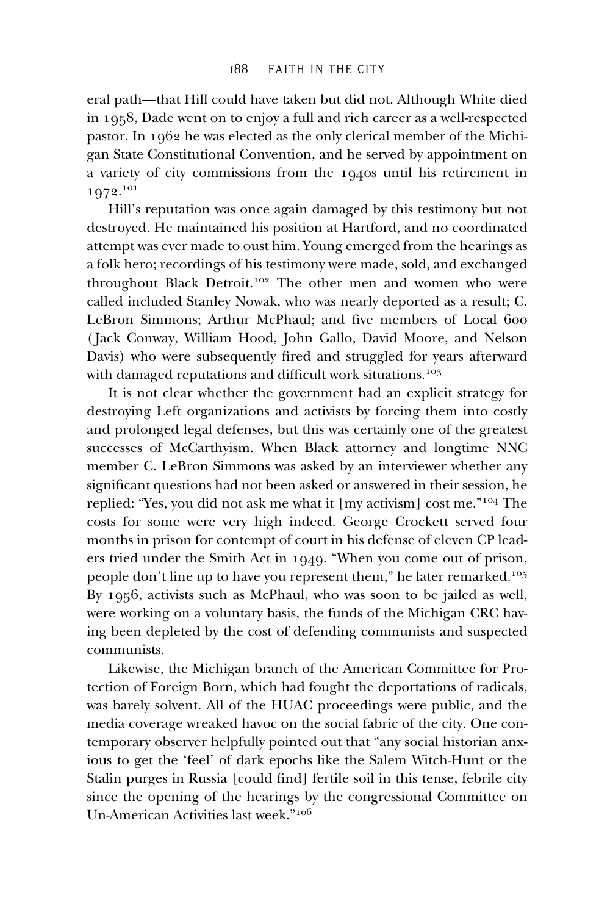eral path—that Hill could have taken but did not. Although White died in 1958, Dade went on to enjoy a full and rich career as a well-respected pastor. In 1962 he was elected as the only clerical member of the Michigan State Constitutional Convention, and he served by appointment on a variety of city commissions from the 1940s until his retirement in 1972.[101]

Hill's reputation was once again damaged by this testimony but not destroyed. He maintained his position at Hartford, and no coordinated attempt was ever made to oust him. Young emerged from the hearings as a folk hero; recordings of his testimony were made, sold, and exchanged throughout Black Detroit.[102] The other men and women who were called included Stanley Nowak, who was nearly deported as a result; C. LeBron Simmons; Arthur McPhaul; and five members of Local 600 (Jack Conway, William Hood, John Gallo, David Moore, and Nelson Davis) who were subsequently fired and struggled for years afterward with damaged reputations and difficult work situations.[103]

It is not clear whether the government had an explicit strategy for destroying Left organizations and activists by forcing them into costly and prolonged legal defenses, but this was certainly one of the greatest successes of McCarthyism. When Black attorney and longtime NNC member C. LeBron Simmons was asked by an interviewer whether any significant questions had not been asked or answered in their session, he replied: "Yes, you did not ask me what it [my activism] cost me."[104] The costs for some were very high indeed. George Crockett served four months in prison for contempt of court in his defense of eleven CP leaders tried under the Smith Act in 1949. "When you come out of prison, people don't line up to have you represent them," he later remarked.[105] By 1956, activists such as McPhaul, who was soon to be jailed as well, were working on a voluntary basis, the funds of the Michigan CRC having been depleted by the cost of defending communists and suspected communists.

Likewise, the Michigan branch of the American Committee for Protection of Foreign Born, which had fought the deportations of radicals, was barely solvent. All of the HUAC proceedings were public, and the media coverage wreaked havoc on the social fabric of the city. One contemporary observer helpfully pointed out that "any social historian anxious to get the 'feel' of dark epochs like the Salem Witch-Hunt or the Stalin purges in Russia [could find] fertile soil in this tense, febrile city since the opening of the hearings by the congressional Committee on Un-American Activities last week."[106]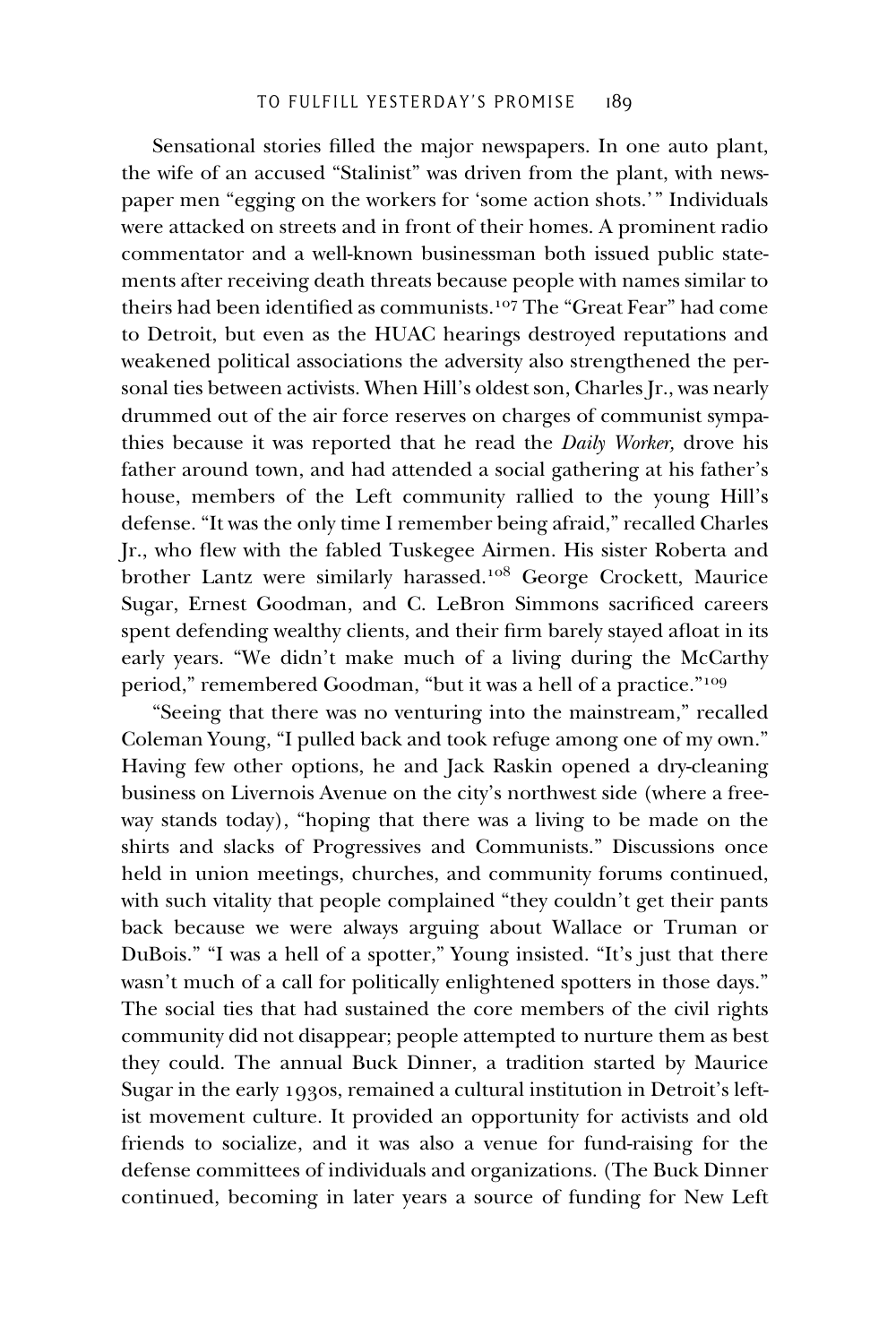Sensational stories filled the major newspapers. In one auto plant, the wife of an accused "Stalinist" was driven from the plant, with newspaper men "egging on the workers for 'some action shots.'" Individuals were attacked on streets and in front of their homes. A prominent radio commentator and a well-known businessman both issued public statements after receiving death threats because people with names similar to theirs had been identified as communists.[107] The "Great Fear" had come to Detroit, but even as the HUAC hearings destroyed reputations and weakened political associations the adversity also strengthened the personal ties between activists. When Hill's oldest son, Charles Jr., was nearly drummed out of the air force reserves on charges of communist sympathies because it was reported that he read the *Daily Worker,* drove his father around town, and had attended a social gathering at his father's house, members of the Left community rallied to the young Hill's defense. "It was the only time I remember being afraid," recalled Charles Jr., who flew with the fabled Tuskegee Airmen. His sister Roberta and brother Lantz were similarly harassed.[108] George Crockett, Maurice Sugar, Ernest Goodman, and C. LeBron Simmons sacrificed careers spent defending wealthy clients, and their firm barely stayed afloat in its early years. "We didn't make much of a living during the McCarthy period," remembered Goodman, "but it was a hell of a practice."[109]

"Seeing that there was no venturing into the mainstream," recalled Coleman Young, "I pulled back and took refuge among one of my own." Having few other options, he and Jack Raskin opened a dry-cleaning business on Livernois Avenue on the city's northwest side (where a freeway stands today), "hoping that there was a living to be made on the shirts and slacks of Progressives and Communists." Discussions once held in union meetings, churches, and community forums continued, with such vitality that people complained "they couldn't get their pants back because we were always arguing about Wallace or Truman or DuBois." "I was a hell of a spotter," Young insisted. "It's just that there wasn't much of a call for politically enlightened spotters in those days." The social ties that had sustained the core members of the civil rights community did not disappear; people attempted to nurture them as best they could. The annual Buck Dinner, a tradition started by Maurice Sugar in the early 1930s, remained a cultural institution in Detroit's leftist movement culture. It provided an opportunity for activists and old friends to socialize, and it was also a venue for fund-raising for the defense committees of individuals and organizations. (The Buck Dinner continued, becoming in later years a source of funding for New Left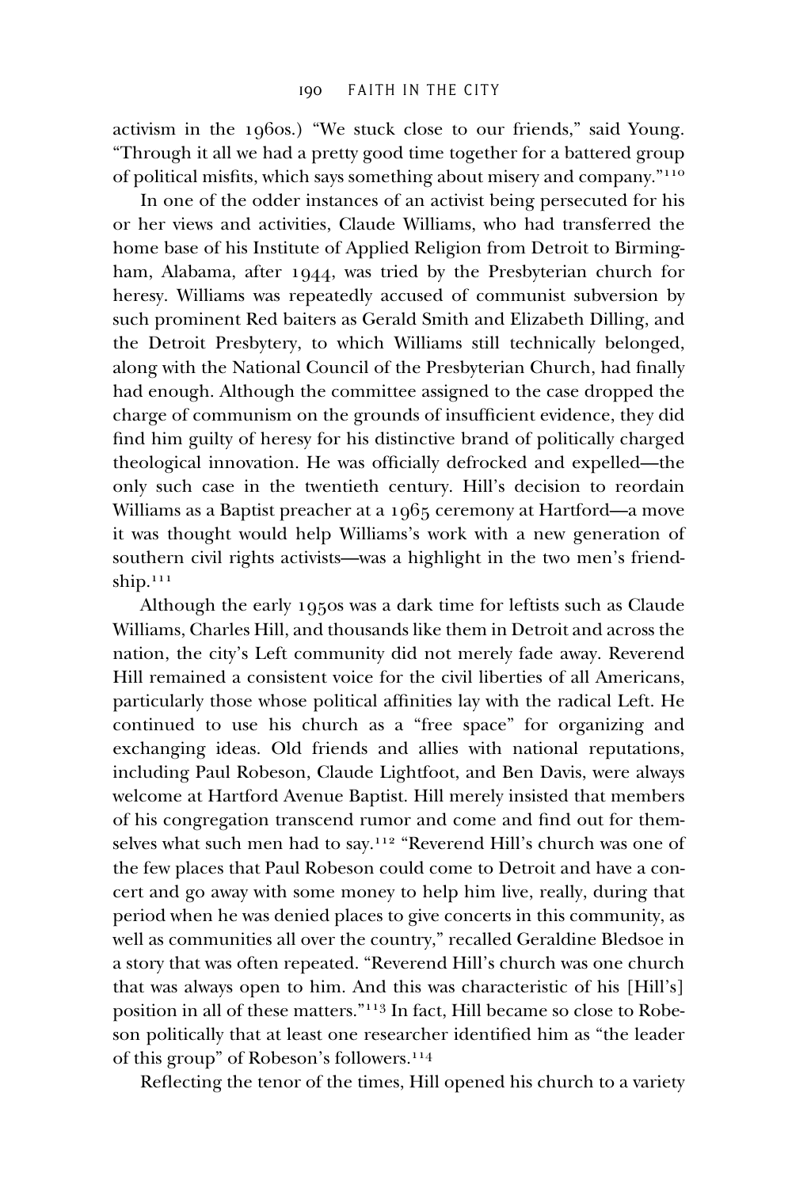activism in the 1960s.) "We stuck close to our friends," said Young. "Through it all we had a pretty good time together for a battered group of political misfits, which says something about misery and company."[110]

In one of the odder instances of an activist being persecuted for his or her views and activities, Claude Williams, who had transferred the home base of his Institute of Applied Religion from Detroit to Birmingham, Alabama, after 1944, was tried by the Presbyterian church for heresy. Williams was repeatedly accused of communist subversion by such prominent Red baiters as Gerald Smith and Elizabeth Dilling, and the Detroit Presbytery, to which Williams still technically belonged, along with the National Council of the Presbyterian Church, had finally had enough. Although the committee assigned to the case dropped the charge of communism on the grounds of insufficient evidence, they did find him guilty of heresy for his distinctive brand of politically charged theological innovation. He was officially defrocked and expelled—the only such case in the twentieth century. Hill's decision to reordain Williams as a Baptist preacher at a 1965 ceremony at Hartford—a move it was thought would help Williams's work with a new generation of southern civil rights activists—was a highlight in the two men's friendship.[111]

Although the early 1950s was a dark time for leftists such as Claude Williams, Charles Hill, and thousands like them in Detroit and across the nation, the city's Left community did not merely fade away. Reverend Hill remained a consistent voice for the civil liberties of all Americans, particularly those whose political affinities lay with the radical Left. He continued to use his church as a "free space" for organizing and exchanging ideas. Old friends and allies with national reputations, including Paul Robeson, Claude Lightfoot, and Ben Davis, were always welcome at Hartford Avenue Baptist. Hill merely insisted that members of his congregation transcend rumor and come and find out for themselves what such men had to say.[112] "Reverend Hill's church was one of the few places that Paul Robeson could come to Detroit and have a concert and go away with some money to help him live, really, during that period when he was denied places to give concerts in this community, as well as communities all over the country," recalled Geraldine Bledsoe in a story that was often repeated. "Reverend Hill's church was one church that was always open to him. And this was characteristic of his [Hill's] position in all of these matters."[113] In fact, Hill became so close to Robeson politically that at least one researcher identified him as "the leader of this group" of Robeson's followers.[114]

Reflecting the tenor of the times, Hill opened his church to a variety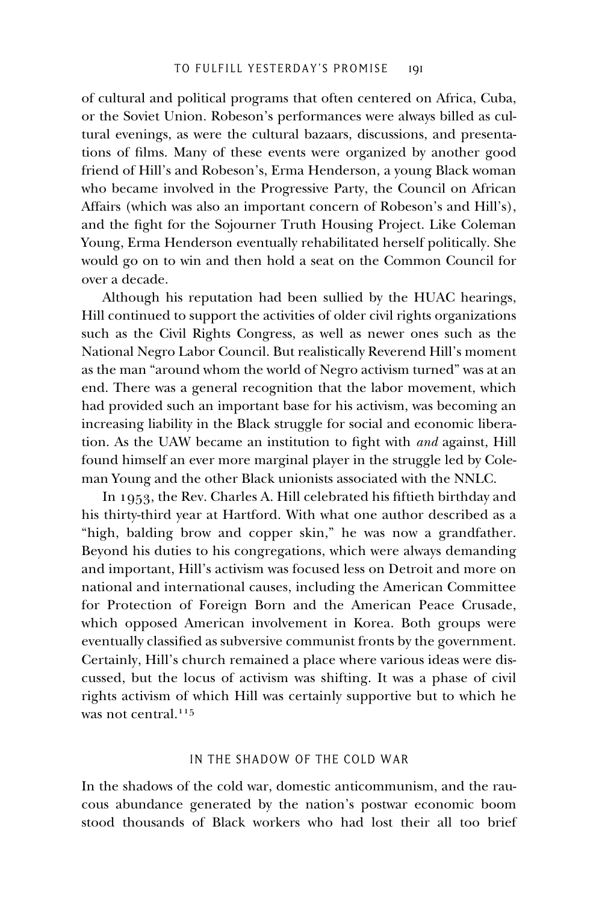of cultural and political programs that often centered on Africa, Cuba, or the Soviet Union. Robeson's performances were always billed as cultural evenings, as were the cultural bazaars, discussions, and presentations of films. Many of these events were organized by another good friend of Hill's and Robeson's, Erma Henderson, a young Black woman who became involved in the Progressive Party, the Council on African Affairs (which was also an important concern of Robeson's and Hill's), and the fight for the Sojourner Truth Housing Project. Like Coleman Young, Erma Henderson eventually rehabilitated herself politically. She would go on to win and then hold a seat on the Common Council for over a decade.

Although his reputation had been sullied by the HUAC hearings, Hill continued to support the activities of older civil rights organizations such as the Civil Rights Congress, as well as newer ones such as the National Negro Labor Council. But realistically Reverend Hill's moment as the man "around whom the world of Negro activism turned" was at an end. There was a general recognition that the labor movement, which had provided such an important base for his activism, was becoming an increasing liability in the Black struggle for social and economic liberation. As the UAW became an institution to fight with *and* against, Hill found himself an ever more marginal player in the struggle led by Coleman Young and the other Black unionists associated with the NNLC.

In 1953, the Rev. Charles A. Hill celebrated his fiftieth birthday and his thirty-third year at Hartford. With what one author described as a "high, balding brow and copper skin," he was now a grandfather. Beyond his duties to his congregations, which were always demanding and important, Hill's activism was focused less on Detroit and more on national and international causes, including the American Committee for Protection of Foreign Born and the American Peace Crusade, which opposed American involvement in Korea. Both groups were eventually classified as subversive communist fronts by the government. Certainly, Hill's church remained a place where various ideas were discussed, but the locus of activism was shifting. It was a phase of civil rights activism of which Hill was certainly supportive but to which he was not central.[115]

## IN THE SHADOW OF THE COLD WAR

In the shadows of the cold war, domestic anticommunism, and the raucous abundance generated by the nation's postwar economic boom stood thousands of Black workers who had lost their all too brief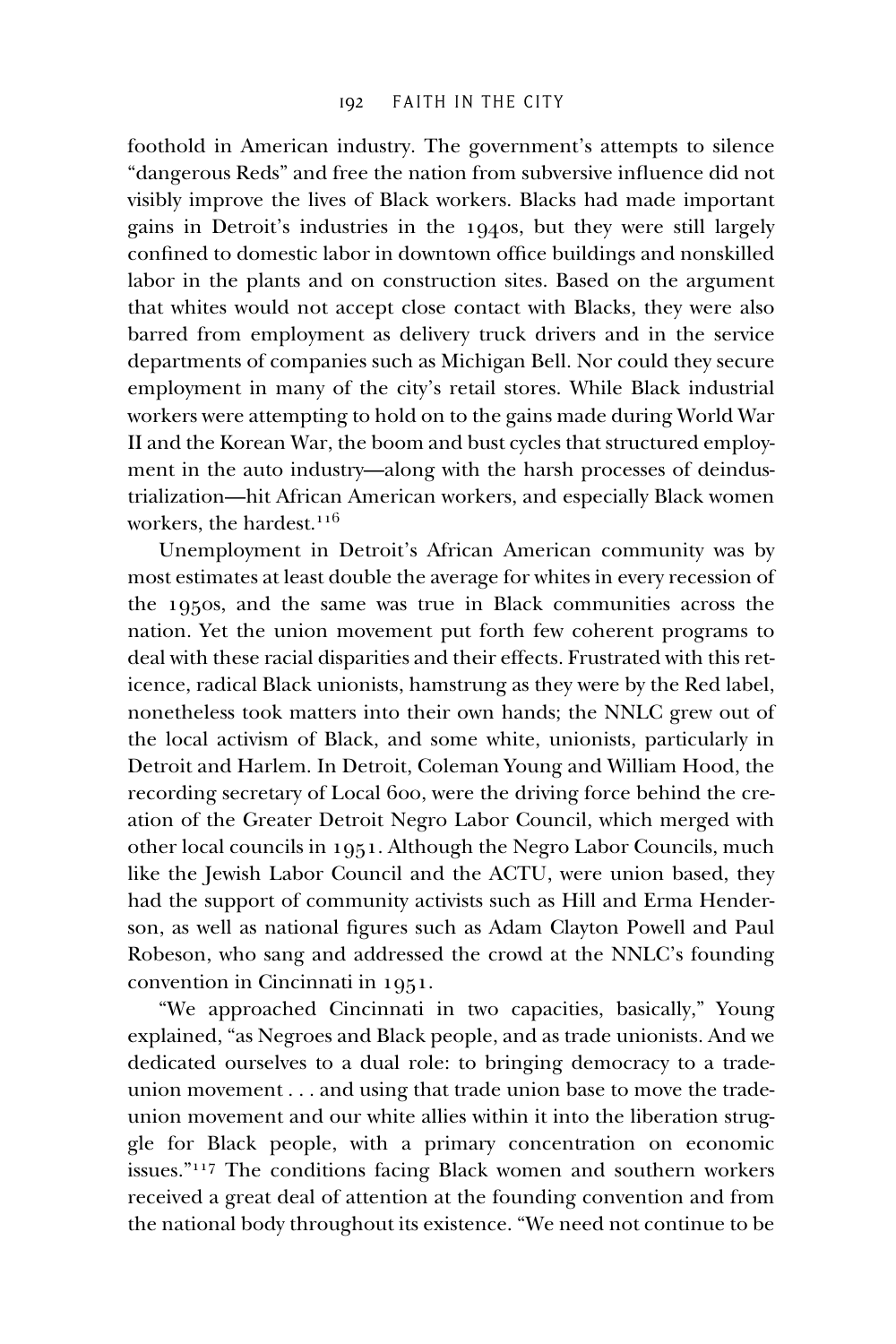foothold in American industry. The government's attempts to silence "dangerous Reds" and free the nation from subversive influence did not visibly improve the lives of Black workers. Blacks had made important gains in Detroit's industries in the 1940s, but they were still largely confined to domestic labor in downtown office buildings and nonskilled labor in the plants and on construction sites. Based on the argument that whites would not accept close contact with Blacks, they were also barred from employment as delivery truck drivers and in the service departments of companies such as Michigan Bell. Nor could they secure employment in many of the city's retail stores. While Black industrial workers were attempting to hold on to the gains made during World War II and the Korean War, the boom and bust cycles that structured employment in the auto industry—along with the harsh processes of deindustrialization—hit African American workers, and especially Black women workers, the hardest.[116]

Unemployment in Detroit's African American community was by most estimates at least double the average for whites in every recession of the 1950s, and the same was true in Black communities across the nation. Yet the union movement put forth few coherent programs to deal with these racial disparities and their effects. Frustrated with this reticence, radical Black unionists, hamstrung as they were by the Red label, nonetheless took matters into their own hands; the NNLC grew out of the local activism of Black, and some white, unionists, particularly in Detroit and Harlem. In Detroit, Coleman Young and William Hood, the recording secretary of Local 600, were the driving force behind the creation of the Greater Detroit Negro Labor Council, which merged with other local councils in 1951. Although the Negro Labor Councils, much like the Jewish Labor Council and the ACTU, were union based, they had the support of community activists such as Hill and Erma Henderson, as well as national figures such as Adam Clayton Powell and Paul Robeson, who sang and addressed the crowd at the NNLC's founding convention in Cincinnati in 1951.

"We approached Cincinnati in two capacities, basically," Young explained, "as Negroes and Black people, and as trade unionists. And we dedicated ourselves to a dual role: to bringing democracy to a trade-union movement . . . and using that trade union base to move the trade-union movement and our white allies within it into the liberation struggle for Black people, with a primary concentration on economic issues."[117] The conditions facing Black women and southern workers received a great deal of attention at the founding convention and from the national body throughout its existence. "We need not continue to be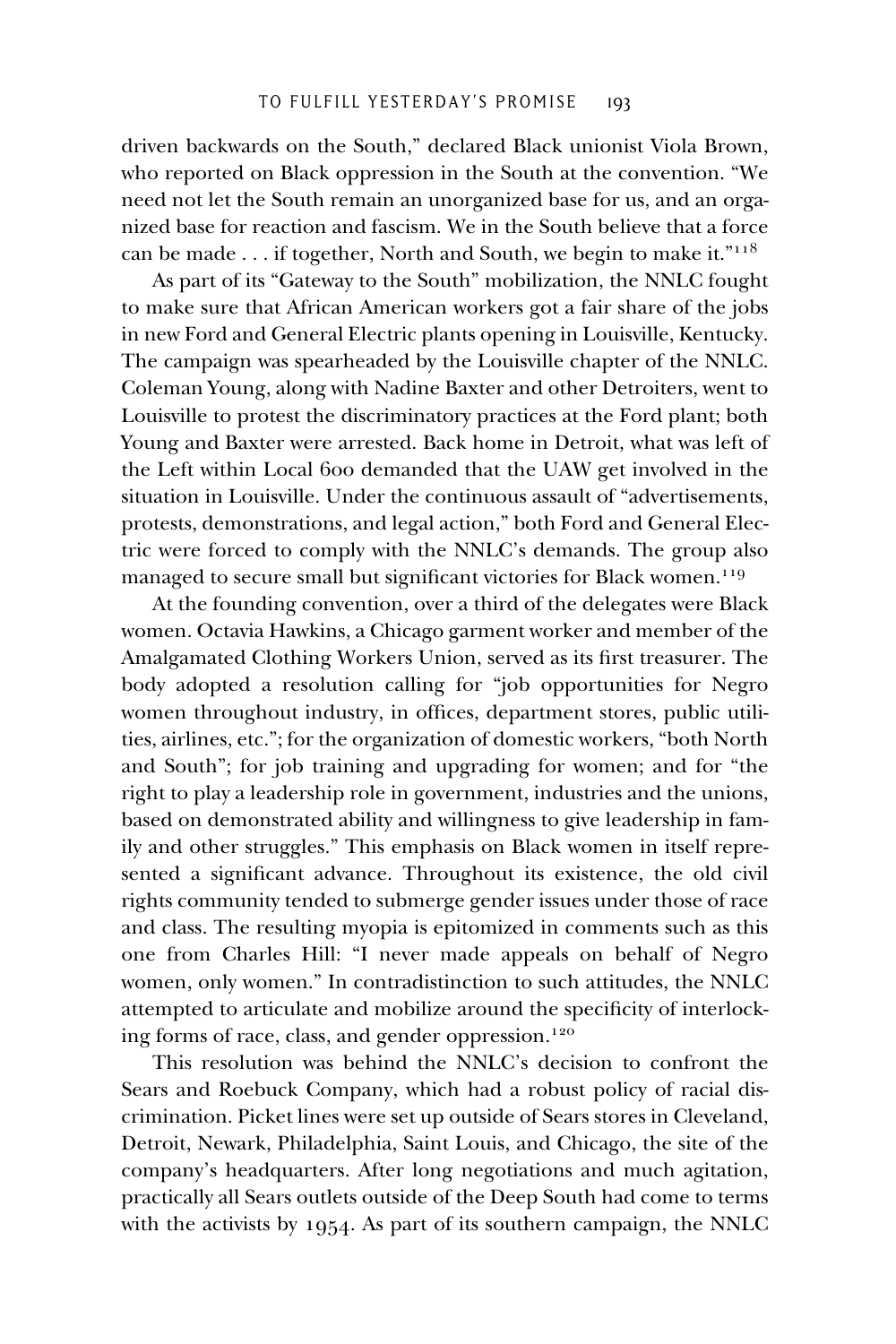driven backwards on the South," declared Black unionist Viola Brown, who reported on Black oppression in the South at the convention. "We need not let the South remain an unorganized base for us, and an organized base for reaction and fascism. We in the South believe that a force can be made . . . if together, North and South, we begin to make it."[118]

As part of its "Gateway to the South" mobilization, the NNLC fought to make sure that African American workers got a fair share of the jobs in new Ford and General Electric plants opening in Louisville, Kentucky. The campaign was spearheaded by the Louisville chapter of the NNLC. Coleman Young, along with Nadine Baxter and other Detroiters, went to Louisville to protest the discriminatory practices at the Ford plant; both Young and Baxter were arrested. Back home in Detroit, what was left of the Left within Local 600 demanded that the UAW get involved in the situation in Louisville. Under the continuous assault of "advertisements, protests, demonstrations, and legal action," both Ford and General Electric were forced to comply with the NNLC's demands. The group also managed to secure small but significant victories for Black women.[119]

At the founding convention, over a third of the delegates were Black women. Octavia Hawkins, a Chicago garment worker and member of the Amalgamated Clothing Workers Union, served as its first treasurer. The body adopted a resolution calling for "job opportunities for Negro women throughout industry, in offices, department stores, public utilities, airlines, etc."; for the organization of domestic workers, "both North and South"; for job training and upgrading for women; and for "the right to play a leadership role in government, industries and the unions, based on demonstrated ability and willingness to give leadership in family and other struggles." This emphasis on Black women in itself represented a significant advance. Throughout its existence, the old civil rights community tended to submerge gender issues under those of race and class. The resulting myopia is epitomized in comments such as this one from Charles Hill: "I never made appeals on behalf of Negro women, only women." In contradistinction to such attitudes, the NNLC attempted to articulate and mobilize around the specificity of interlocking forms of race, class, and gender oppression.[120]

This resolution was behind the NNLC's decision to confront the Sears and Roebuck Company, which had a robust policy of racial discrimination. Picket lines were set up outside of Sears stores in Cleveland, Detroit, Newark, Philadelphia, Saint Louis, and Chicago, the site of the company's headquarters. After long negotiations and much agitation, practically all Sears outlets outside of the Deep South had come to terms with the activists by 1954. As part of its southern campaign, the NNLC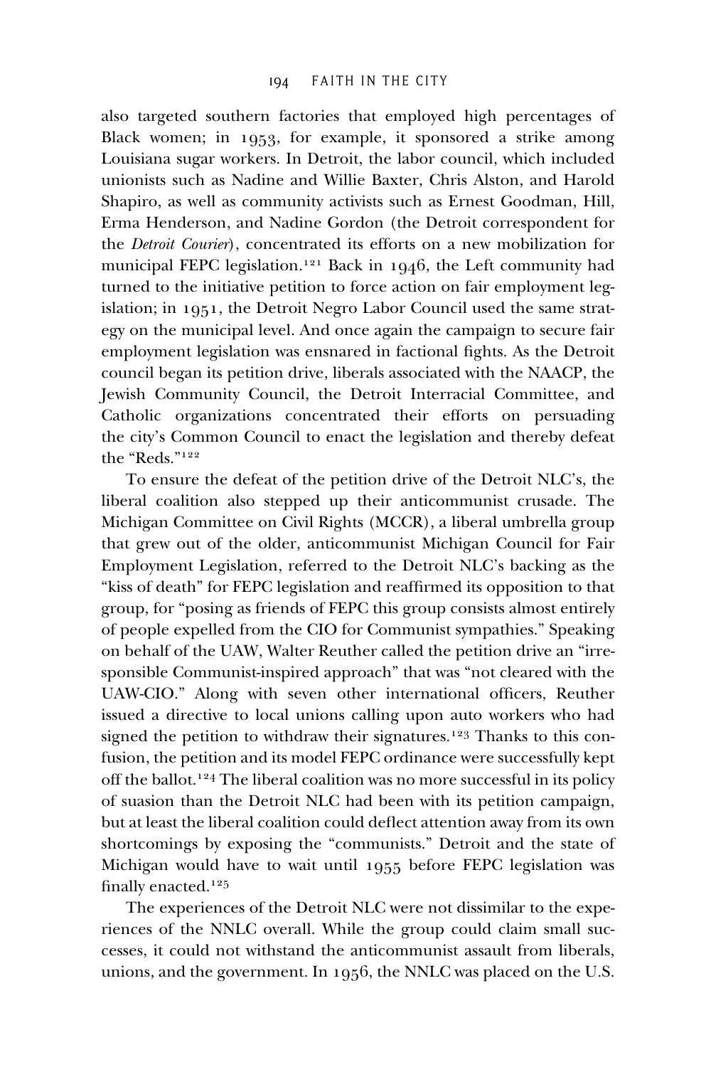also targeted southern factories that employed high percentages of Black women; in 1953, for example, it sponsored a strike among Louisiana sugar workers. In Detroit, the labor council, which included unionists such as Nadine and Willie Baxter, Chris Alston, and Harold Shapiro, as well as community activists such as Ernest Goodman, Hill, Erma Henderson, and Nadine Gordon (the Detroit correspondent for the *Detroit Courier*), concentrated its efforts on a new mobilization for municipal FEPC legislation.[121] Back in 1946, the Left community had turned to the initiative petition to force action on fair employment legislation; in 1951, the Detroit Negro Labor Council used the same strategy on the municipal level. And once again the campaign to secure fair employment legislation was ensnared in factional fights. As the Detroit council began its petition drive, liberals associated with the NAACP, the Jewish Community Council, the Detroit Interracial Committee, and Catholic organizations concentrated their efforts on persuading the city's Common Council to enact the legislation and thereby defeat the "Reds."[122]

To ensure the defeat of the petition drive of the Detroit NLC's, the liberal coalition also stepped up their anticommunist crusade. The Michigan Committee on Civil Rights (MCCR), a liberal umbrella group that grew out of the older, anticommunist Michigan Council for Fair Employment Legislation, referred to the Detroit NLC's backing as the "kiss of death" for FEPC legislation and reaffirmed its opposition to that group, for "posing as friends of FEPC this group consists almost entirely of people expelled from the CIO for Communist sympathies." Speaking on behalf of the UAW, Walter Reuther called the petition drive an "irresponsible Communist-inspired approach" that was "not cleared with the UAW-CIO." Along with seven other international officers, Reuther issued a directive to local unions calling upon auto workers who had signed the petition to withdraw their signatures.[123] Thanks to this confusion, the petition and its model FEPC ordinance were successfully kept off the ballot.[124] The liberal coalition was no more successful in its policy of suasion than the Detroit NLC had been with its petition campaign, but at least the liberal coalition could deflect attention away from its own shortcomings by exposing the "communists." Detroit and the state of Michigan would have to wait until 1955 before FEPC legislation was finally enacted.[125]

The experiences of the Detroit NLC were not dissimilar to the experiences of the NNLC overall. While the group could claim small successes, it could not withstand the anticommunist assault from liberals, unions, and the government. In 1956, the NNLC was placed on the U.S.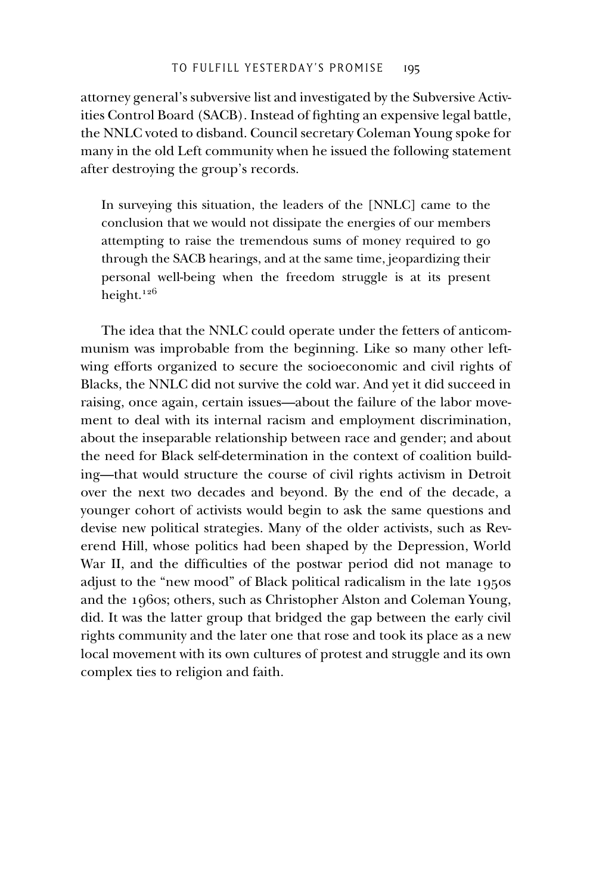attorney general's subversive list and investigated by the Subversive Activities Control Board (SACB). Instead of fighting an expensive legal battle, the NNLC voted to disband. Council secretary Coleman Young spoke for many in the old Left community when he issued the following statement after destroying the group's records.

> In surveying this situation, the leaders of the [NNLC] came to the conclusion that we would not dissipate the energies of our members attempting to raise the tremendous sums of money required to go through the SACB hearings, and at the same time, jeopardizing their personal well-being when the freedom struggle is at its present height.[126]

The idea that the NNLC could operate under the fetters of anticommunism was improbable from the beginning. Like so many other left-wing efforts organized to secure the socioeconomic and civil rights of Blacks, the NNLC did not survive the cold war. And yet it did succeed in raising, once again, certain issues—about the failure of the labor movement to deal with its internal racism and employment discrimination, about the inseparable relationship between race and gender; and about the need for Black self-determination in the context of coalition building—that would structure the course of civil rights activism in Detroit over the next two decades and beyond. By the end of the decade, a younger cohort of activists would begin to ask the same questions and devise new political strategies. Many of the older activists, such as Reverend Hill, whose politics had been shaped by the Depression, World War II, and the difficulties of the postwar period did not manage to adjust to the "new mood" of Black political radicalism in the late 1950s and the 1960s; others, such as Christopher Alston and Coleman Young, did. It was the latter group that bridged the gap between the early civil rights community and the later one that rose and took its place as a new local movement with its own cultures of protest and struggle and its own complex ties to religion and faith.